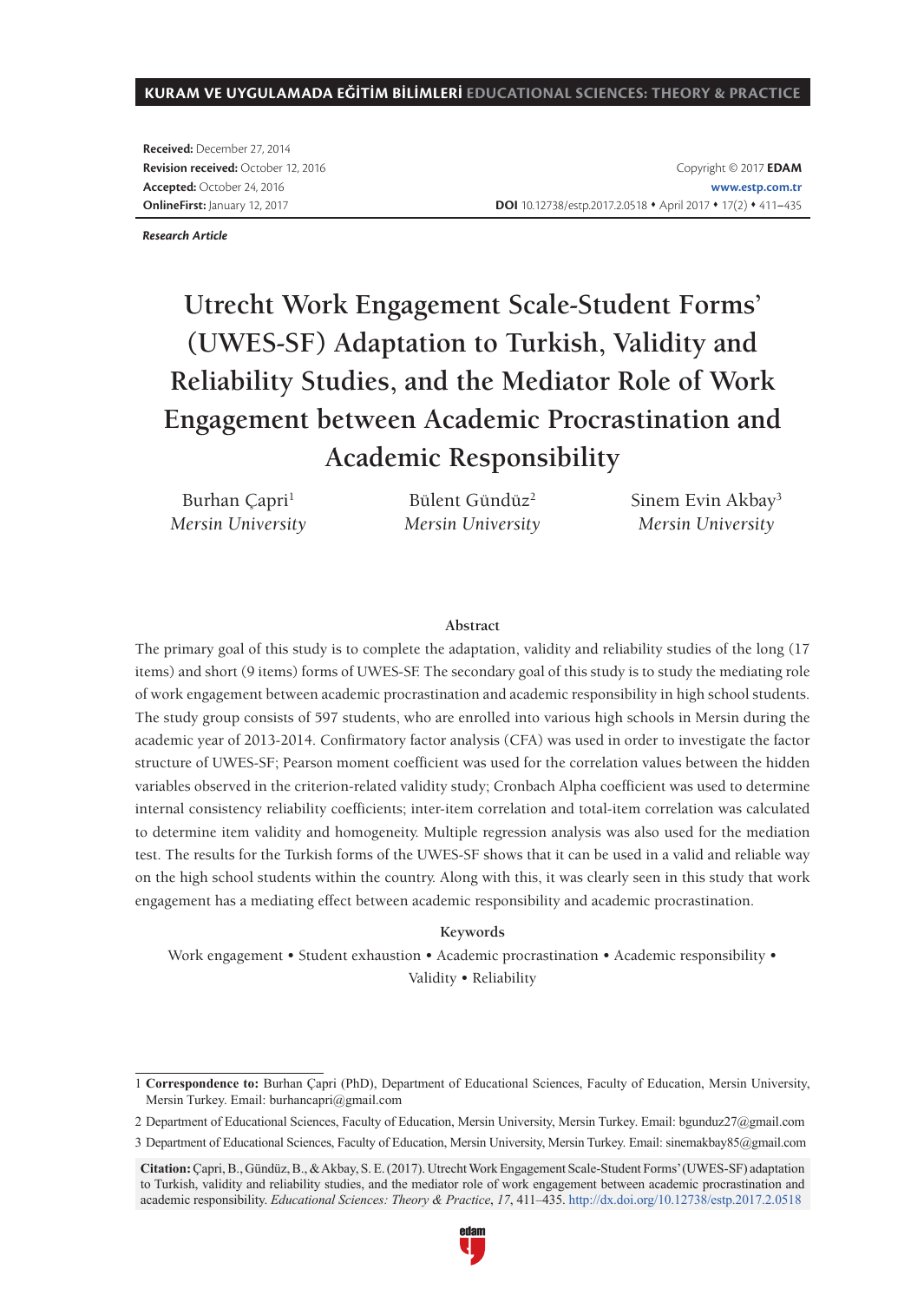Received: December 27, 2014
Revision received: October 12, 2016
Accepted: October 24, 2016
OnlineFirst: January 12, 2017

Copyright © 2017 **EDAM**
www.estp.com.tr
**DOI** 10.12738/estp.2017.2.0518 • April 2017 • 17(2) • 411–435

***Research Article***

# Utrecht Work Engagement Scale-Student Forms' (UWES-SF) Adaptation to Turkish, Validity and Reliability Studies, and the Mediator Role of Work Engagement between Academic Procrastination and Academic Responsibility

Burhan Çapri[1]
*Mersin University*

Bülent Gündüz[2]
*Mersin University*

Sinem Evin Akbay[3]
*Mersin University*

## Abstract

The primary goal of this study is to complete the adaptation, validity and reliability studies of the long (17 items) and short (9 items) forms of UWES-SF. The secondary goal of this study is to study the mediating role of work engagement between academic procrastination and academic responsibility in high school students. The study group consists of 597 students, who are enrolled into various high schools in Mersin during the academic year of 2013-2014. Confirmatory factor analysis (CFA) was used in order to investigate the factor structure of UWES-SF; Pearson moment coefficient was used for the correlation values between the hidden variables observed in the criterion-related validity study; Cronbach Alpha coefficient was used to determine internal consistency reliability coefficients; inter-item correlation and total-item correlation was calculated to determine item validity and homogeneity. Multiple regression analysis was also used for the mediation test. The results for the Turkish forms of the UWES-SF shows that it can be used in a valid and reliable way on the high school students within the country. Along with this, it was clearly seen in this study that work engagement has a mediating effect between academic responsibility and academic procrastination.

**Keywords**

Work engagement • Student exhaustion • Academic procrastination • Academic responsibility • Validity • Reliability

---

1 **Correspondence to:** Burhan Çapri (PhD), Department of Educational Sciences, Faculty of Education, Mersin University, Mersin Turkey. Email: burhancapri@gmail.com

2 Department of Educational Sciences, Faculty of Education, Mersin University, Mersin Turkey. Email: bgunduz27@gmail.com

3 Department of Educational Sciences, Faculty of Education, Mersin University, Mersin Turkey. Email: sinemakbay85@gmail.com

**Citation:** Çapri, B., Gündüz, B., & Akbay, S. E. (2017). Utrecht Work Engagement Scale-Student Forms' (UWES-SF) adaptation to Turkish, validity and reliability studies, and the mediator role of work engagement between academic procrastination and academic responsibility. *Educational Sciences: Theory & Practice*, *17*, 411–435. http://dx.doi.org/10.12738/estp.2017.2.0518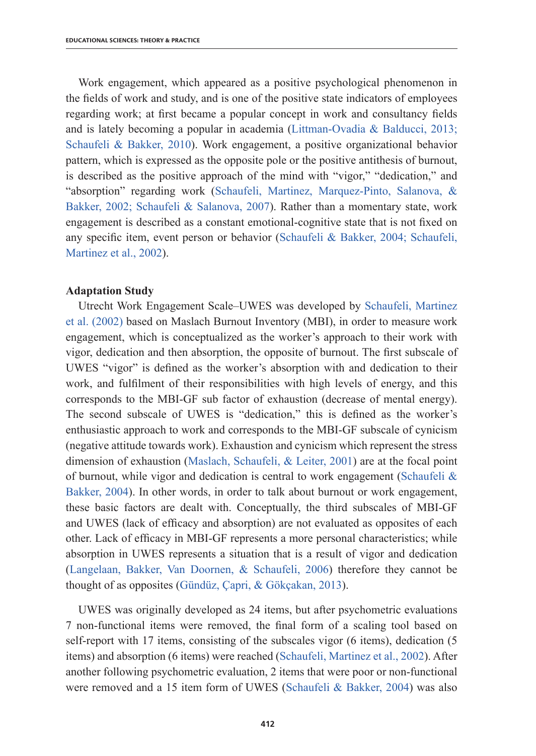Work engagement, which appeared as a positive psychological phenomenon in the fields of work and study, and is one of the positive state indicators of employees regarding work; at first became a popular concept in work and consultancy fields and is lately becoming a popular in academia (Littman-Ovadia & Balducci, 2013; Schaufeli & Bakker, 2010). Work engagement, a positive organizational behavior pattern, which is expressed as the opposite pole or the positive antithesis of burnout, is described as the positive approach of the mind with "vigor," "dedication," and "absorption" regarding work (Schaufeli, Martinez, Marquez-Pinto, Salanova, & Bakker, 2002; Schaufeli & Salanova, 2007). Rather than a momentary state, work engagement is described as a constant emotional-cognitive state that is not fixed on any specific item, event person or behavior (Schaufeli & Bakker, 2004; Schaufeli, Martinez et al., 2002).

## Adaptation Study

Utrecht Work Engagement Scale–UWES was developed by Schaufeli, Martinez et al. (2002) based on Maslach Burnout Inventory (MBI), in order to measure work engagement, which is conceptualized as the worker's approach to their work with vigor, dedication and then absorption, the opposite of burnout. The first subscale of UWES "vigor" is defined as the worker's absorption with and dedication to their work, and fulfilment of their responsibilities with high levels of energy, and this corresponds to the MBI-GF sub factor of exhaustion (decrease of mental energy). The second subscale of UWES is "dedication," this is defined as the worker's enthusiastic approach to work and corresponds to the MBI-GF subscale of cynicism (negative attitude towards work). Exhaustion and cynicism which represent the stress dimension of exhaustion (Maslach, Schaufeli, & Leiter, 2001) are at the focal point of burnout, while vigor and dedication is central to work engagement (Schaufeli & Bakker, 2004). In other words, in order to talk about burnout or work engagement, these basic factors are dealt with. Conceptually, the third subscales of MBI-GF and UWES (lack of efficacy and absorption) are not evaluated as opposites of each other. Lack of efficacy in MBI-GF represents a more personal characteristics; while absorption in UWES represents a situation that is a result of vigor and dedication (Langelaan, Bakker, Van Doornen, & Schaufeli, 2006) therefore they cannot be thought of as opposites (Gündüz, Çapri, & Gökçakan, 2013).

UWES was originally developed as 24 items, but after psychometric evaluations 7 non-functional items were removed, the final form of a scaling tool based on self-report with 17 items, consisting of the subscales vigor (6 items), dedication (5 items) and absorption (6 items) were reached (Schaufeli, Martinez et al., 2002). After another following psychometric evaluation, 2 items that were poor or non-functional were removed and a 15 item form of UWES (Schaufeli & Bakker, 2004) was also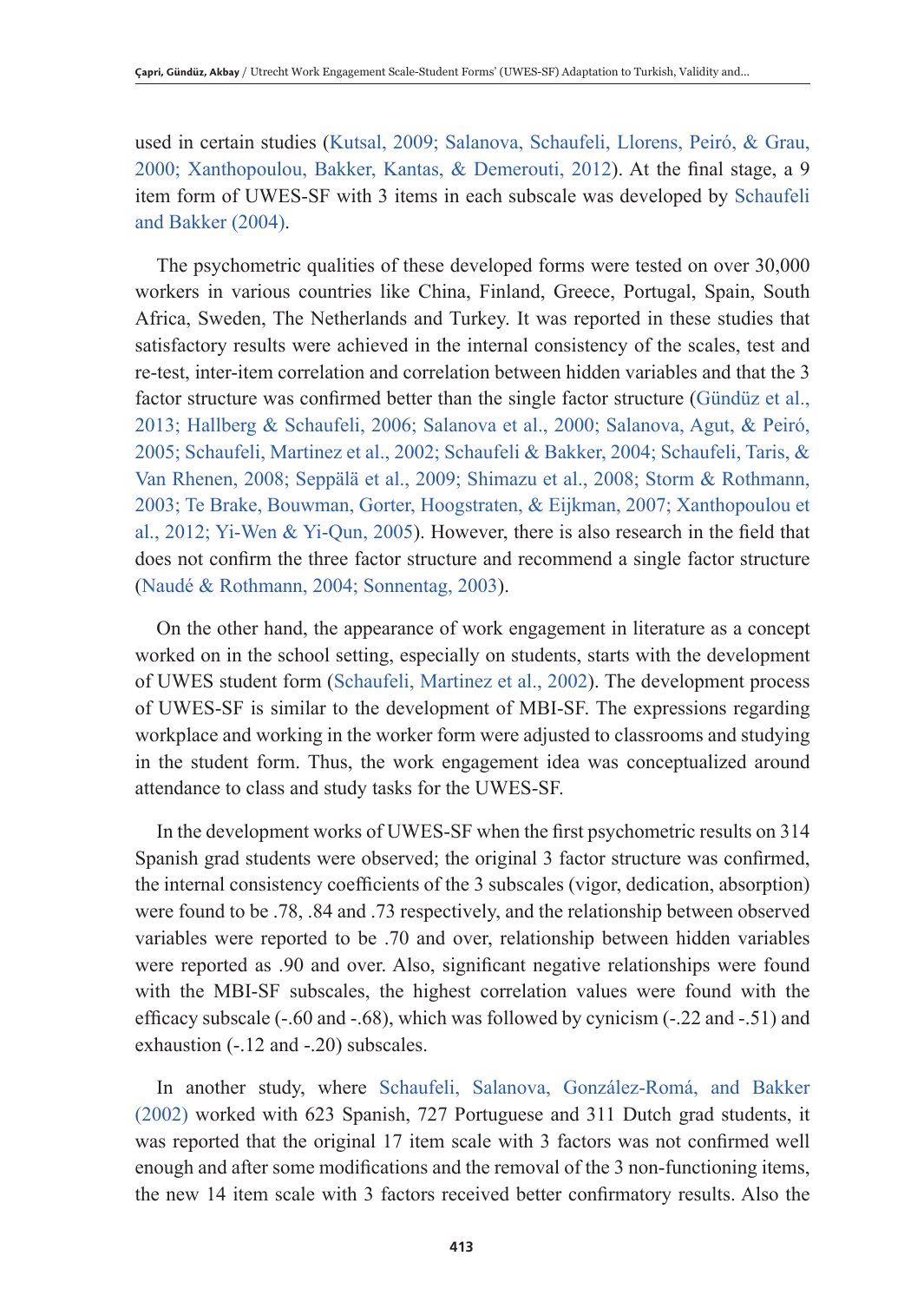used in certain studies (Kutsal, 2009; Salanova, Schaufeli, Llorens, Peiró, & Grau, 2000; Xanthopoulou, Bakker, Kantas, & Demerouti, 2012). At the final stage, a 9 item form of UWES-SF with 3 items in each subscale was developed by Schaufeli and Bakker (2004).

The psychometric qualities of these developed forms were tested on over 30,000 workers in various countries like China, Finland, Greece, Portugal, Spain, South Africa, Sweden, The Netherlands and Turkey. It was reported in these studies that satisfactory results were achieved in the internal consistency of the scales, test and re-test, inter-item correlation and correlation between hidden variables and that the 3 factor structure was confirmed better than the single factor structure (Gündüz et al., 2013; Hallberg & Schaufeli, 2006; Salanova et al., 2000; Salanova, Agut, & Peiró, 2005; Schaufeli, Martinez et al., 2002; Schaufeli & Bakker, 2004; Schaufeli, Taris, & Van Rhenen, 2008; Seppälä et al., 2009; Shimazu et al., 2008; Storm & Rothmann, 2003; Te Brake, Bouwman, Gorter, Hoogstraten, & Eijkman, 2007; Xanthopoulou et al., 2012; Yi-Wen & Yi-Qun, 2005). However, there is also research in the field that does not confirm the three factor structure and recommend a single factor structure (Naudé & Rothmann, 2004; Sonnentag, 2003).

On the other hand, the appearance of work engagement in literature as a concept worked on in the school setting, especially on students, starts with the development of UWES student form (Schaufeli, Martinez et al., 2002). The development process of UWES-SF is similar to the development of MBI-SF. The expressions regarding workplace and working in the worker form were adjusted to classrooms and studying in the student form. Thus, the work engagement idea was conceptualized around attendance to class and study tasks for the UWES-SF.

In the development works of UWES-SF when the first psychometric results on 314 Spanish grad students were observed; the original 3 factor structure was confirmed, the internal consistency coefficients of the 3 subscales (vigor, dedication, absorption) were found to be .78, .84 and .73 respectively, and the relationship between observed variables were reported to be .70 and over, relationship between hidden variables were reported as .90 and over. Also, significant negative relationships were found with the MBI-SF subscales, the highest correlation values were found with the efficacy subscale (-.60 and -.68), which was followed by cynicism (-.22 and -.51) and exhaustion (-.12 and -.20) subscales.

In another study, where Schaufeli, Salanova, González-Romá, and Bakker (2002) worked with 623 Spanish, 727 Portuguese and 311 Dutch grad students, it was reported that the original 17 item scale with 3 factors was not confirmed well enough and after some modifications and the removal of the 3 non-functioning items, the new 14 item scale with 3 factors received better confirmatory results. Also the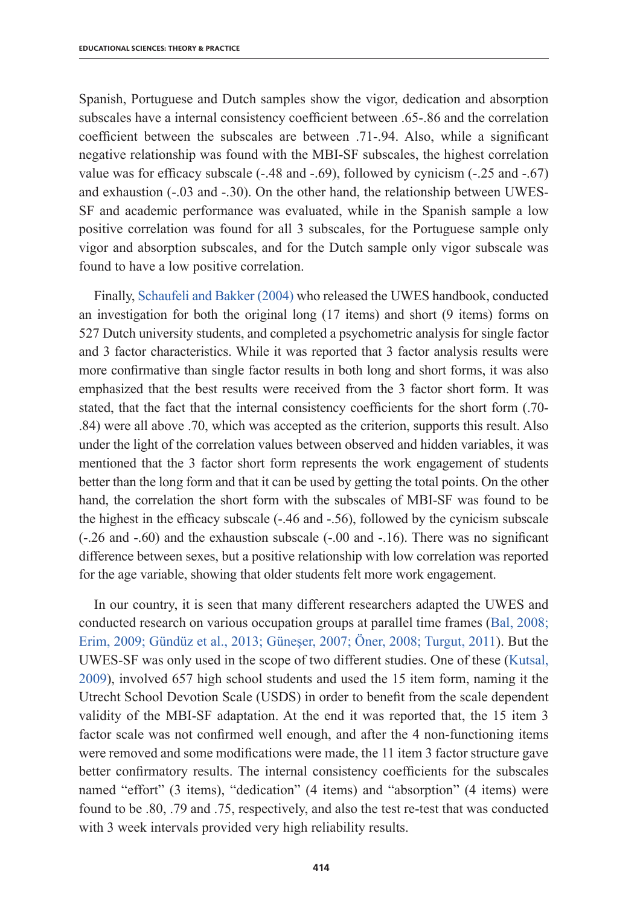Spanish, Portuguese and Dutch samples show the vigor, dedication and absorption subscales have a internal consistency coefficient between .65-.86 and the correlation coefficient between the subscales are between .71-.94. Also, while a significant negative relationship was found with the MBI-SF subscales, the highest correlation value was for efficacy subscale (-.48 and -.69), followed by cynicism (-.25 and -.67) and exhaustion (-.03 and -.30). On the other hand, the relationship between UWES-SF and academic performance was evaluated, while in the Spanish sample a low positive correlation was found for all 3 subscales, for the Portuguese sample only vigor and absorption subscales, and for the Dutch sample only vigor subscale was found to have a low positive correlation.

Finally, Schaufeli and Bakker (2004) who released the UWES handbook, conducted an investigation for both the original long (17 items) and short (9 items) forms on 527 Dutch university students, and completed a psychometric analysis for single factor and 3 factor characteristics. While it was reported that 3 factor analysis results were more confirmative than single factor results in both long and short forms, it was also emphasized that the best results were received from the 3 factor short form. It was stated, that the fact that the internal consistency coefficients for the short form (.70-.84) were all above .70, which was accepted as the criterion, supports this result. Also under the light of the correlation values between observed and hidden variables, it was mentioned that the 3 factor short form represents the work engagement of students better than the long form and that it can be used by getting the total points. On the other hand, the correlation the short form with the subscales of MBI-SF was found to be the highest in the efficacy subscale (-.46 and -.56), followed by the cynicism subscale (-.26 and -.60) and the exhaustion subscale (-.00 and -.16). There was no significant difference between sexes, but a positive relationship with low correlation was reported for the age variable, showing that older students felt more work engagement.

In our country, it is seen that many different researchers adapted the UWES and conducted research on various occupation groups at parallel time frames (Bal, 2008; Erim, 2009; Gündüz et al., 2013; Güneşer, 2007; Öner, 2008; Turgut, 2011). But the UWES-SF was only used in the scope of two different studies. One of these (Kutsal, 2009), involved 657 high school students and used the 15 item form, naming it the Utrecht School Devotion Scale (USDS) in order to benefit from the scale dependent validity of the MBI-SF adaptation. At the end it was reported that, the 15 item 3 factor scale was not confirmed well enough, and after the 4 non-functioning items were removed and some modifications were made, the 11 item 3 factor structure gave better confirmatory results. The internal consistency coefficients for the subscales named "effort" (3 items), "dedication" (4 items) and "absorption" (4 items) were found to be .80, .79 and .75, respectively, and also the test re-test that was conducted with 3 week intervals provided very high reliability results.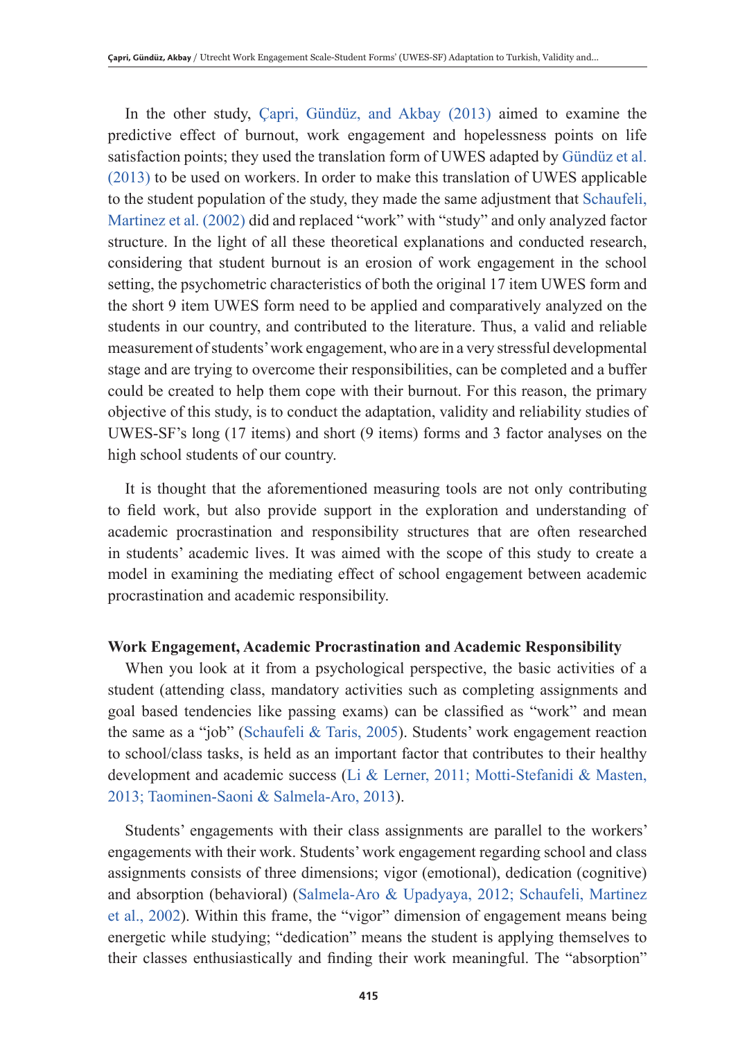In the other study, Çapri, Gündüz, and Akbay (2013) aimed to examine the predictive effect of burnout, work engagement and hopelessness points on life satisfaction points; they used the translation form of UWES adapted by Gündüz et al. (2013) to be used on workers. In order to make this translation of UWES applicable to the student population of the study, they made the same adjustment that Schaufeli, Martinez et al. (2002) did and replaced "work" with "study" and only analyzed factor structure. In the light of all these theoretical explanations and conducted research, considering that student burnout is an erosion of work engagement in the school setting, the psychometric characteristics of both the original 17 item UWES form and the short 9 item UWES form need to be applied and comparatively analyzed on the students in our country, and contributed to the literature. Thus, a valid and reliable measurement of students' work engagement, who are in a very stressful developmental stage and are trying to overcome their responsibilities, can be completed and a buffer could be created to help them cope with their burnout. For this reason, the primary objective of this study, is to conduct the adaptation, validity and reliability studies of UWES-SF's long (17 items) and short (9 items) forms and 3 factor analyses on the high school students of our country.

It is thought that the aforementioned measuring tools are not only contributing to field work, but also provide support in the exploration and understanding of academic procrastination and responsibility structures that are often researched in students' academic lives. It was aimed with the scope of this study to create a model in examining the mediating effect of school engagement between academic procrastination and academic responsibility.

**Work Engagement, Academic Procrastination and Academic Responsibility**

When you look at it from a psychological perspective, the basic activities of a student (attending class, mandatory activities such as completing assignments and goal based tendencies like passing exams) can be classified as "work" and mean the same as a "job" (Schaufeli & Taris, 2005). Students' work engagement reaction to school/class tasks, is held as an important factor that contributes to their healthy development and academic success (Li & Lerner, 2011; Motti-Stefanidi & Masten, 2013; Taominen-Saoni & Salmela-Aro, 2013).

Students' engagements with their class assignments are parallel to the workers' engagements with their work. Students' work engagement regarding school and class assignments consists of three dimensions; vigor (emotional), dedication (cognitive) and absorption (behavioral) (Salmela-Aro & Upadyaya, 2012; Schaufeli, Martinez et al., 2002). Within this frame, the "vigor" dimension of engagement means being energetic while studying; "dedication" means the student is applying themselves to their classes enthusiastically and finding their work meaningful. The "absorption"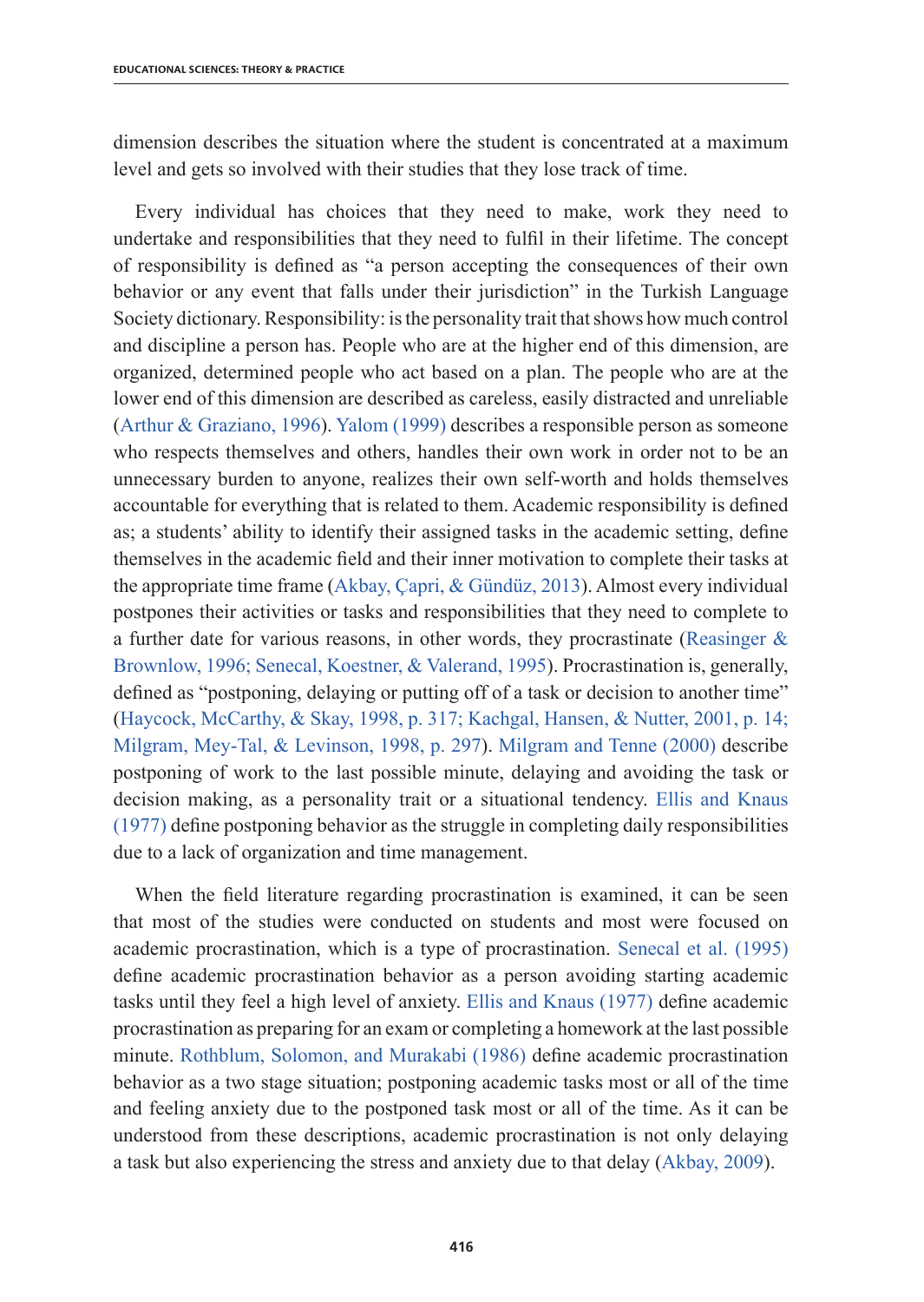dimension describes the situation where the student is concentrated at a maximum level and gets so involved with their studies that they lose track of time.

Every individual has choices that they need to make, work they need to undertake and responsibilities that they need to fulfil in their lifetime. The concept of responsibility is defined as "a person accepting the consequences of their own behavior or any event that falls under their jurisdiction" in the Turkish Language Society dictionary. Responsibility: is the personality trait that shows how much control and discipline a person has. People who are at the higher end of this dimension, are organized, determined people who act based on a plan. The people who are at the lower end of this dimension are described as careless, easily distracted and unreliable (Arthur & Graziano, 1996). Yalom (1999) describes a responsible person as someone who respects themselves and others, handles their own work in order not to be an unnecessary burden to anyone, realizes their own self-worth and holds themselves accountable for everything that is related to them. Academic responsibility is defined as; a students' ability to identify their assigned tasks in the academic setting, define themselves in the academic field and their inner motivation to complete their tasks at the appropriate time frame (Akbay, Çapri, & Gündüz, 2013). Almost every individual postpones their activities or tasks and responsibilities that they need to complete to a further date for various reasons, in other words, they procrastinate (Reasinger & Brownlow, 1996; Senecal, Koestner, & Valerand, 1995). Procrastination is, generally, defined as "postponing, delaying or putting off of a task or decision to another time" (Haycock, McCarthy, & Skay, 1998, p. 317; Kachgal, Hansen, & Nutter, 2001, p. 14; Milgram, Mey-Tal, & Levinson, 1998, p. 297). Milgram and Tenne (2000) describe postponing of work to the last possible minute, delaying and avoiding the task or decision making, as a personality trait or a situational tendency. Ellis and Knaus (1977) define postponing behavior as the struggle in completing daily responsibilities due to a lack of organization and time management.

When the field literature regarding procrastination is examined, it can be seen that most of the studies were conducted on students and most were focused on academic procrastination, which is a type of procrastination. Senecal et al. (1995) define academic procrastination behavior as a person avoiding starting academic tasks until they feel a high level of anxiety. Ellis and Knaus (1977) define academic procrastination as preparing for an exam or completing a homework at the last possible minute. Rothblum, Solomon, and Murakabi (1986) define academic procrastination behavior as a two stage situation; postponing academic tasks most or all of the time and feeling anxiety due to the postponed task most or all of the time. As it can be understood from these descriptions, academic procrastination is not only delaying a task but also experiencing the stress and anxiety due to that delay (Akbay, 2009).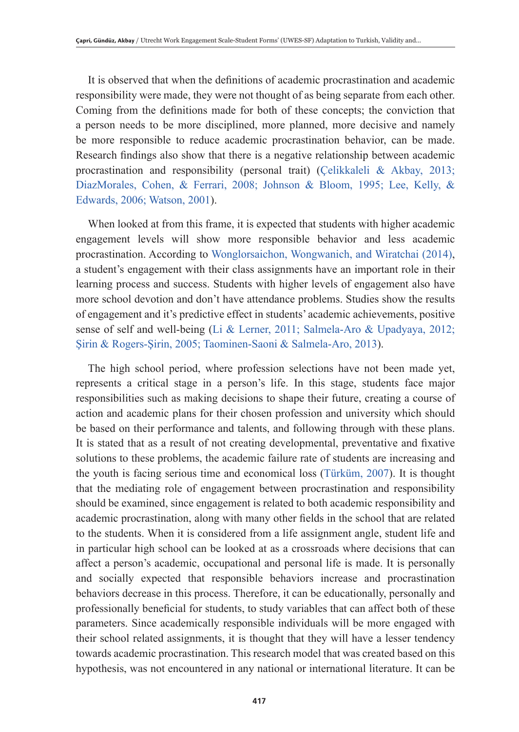It is observed that when the definitions of academic procrastination and academic responsibility were made, they were not thought of as being separate from each other. Coming from the definitions made for both of these concepts; the conviction that a person needs to be more disciplined, more planned, more decisive and namely be more responsible to reduce academic procrastination behavior, can be made. Research findings also show that there is a negative relationship between academic procrastination and responsibility (personal trait) (Çelikkaleli & Akbay, 2013; DiazMorales, Cohen, & Ferrari, 2008; Johnson & Bloom, 1995; Lee, Kelly, & Edwards, 2006; Watson, 2001).

When looked at from this frame, it is expected that students with higher academic engagement levels will show more responsible behavior and less academic procrastination. According to Wonglorsaichon, Wongwanich, and Wiratchai (2014), a student's engagement with their class assignments have an important role in their learning process and success. Students with higher levels of engagement also have more school devotion and don't have attendance problems. Studies show the results of engagement and it's predictive effect in students' academic achievements, positive sense of self and well-being (Li & Lerner, 2011; Salmela-Aro & Upadyaya, 2012; Şirin & Rogers-Şirin, 2005; Taominen-Saoni & Salmela-Aro, 2013).

The high school period, where profession selections have not been made yet, represents a critical stage in a person's life. In this stage, students face major responsibilities such as making decisions to shape their future, creating a course of action and academic plans for their chosen profession and university which should be based on their performance and talents, and following through with these plans. It is stated that as a result of not creating developmental, preventative and fixative solutions to these problems, the academic failure rate of students are increasing and the youth is facing serious time and economical loss (Türküm, 2007). It is thought that the mediating role of engagement between procrastination and responsibility should be examined, since engagement is related to both academic responsibility and academic procrastination, along with many other fields in the school that are related to the students. When it is considered from a life assignment angle, student life and in particular high school can be looked at as a crossroads where decisions that can affect a person's academic, occupational and personal life is made. It is personally and socially expected that responsible behaviors increase and procrastination behaviors decrease in this process. Therefore, it can be educationally, personally and professionally beneficial for students, to study variables that can affect both of these parameters. Since academically responsible individuals will be more engaged with their school related assignments, it is thought that they will have a lesser tendency towards academic procrastination. This research model that was created based on this hypothesis, was not encountered in any national or international literature. It can be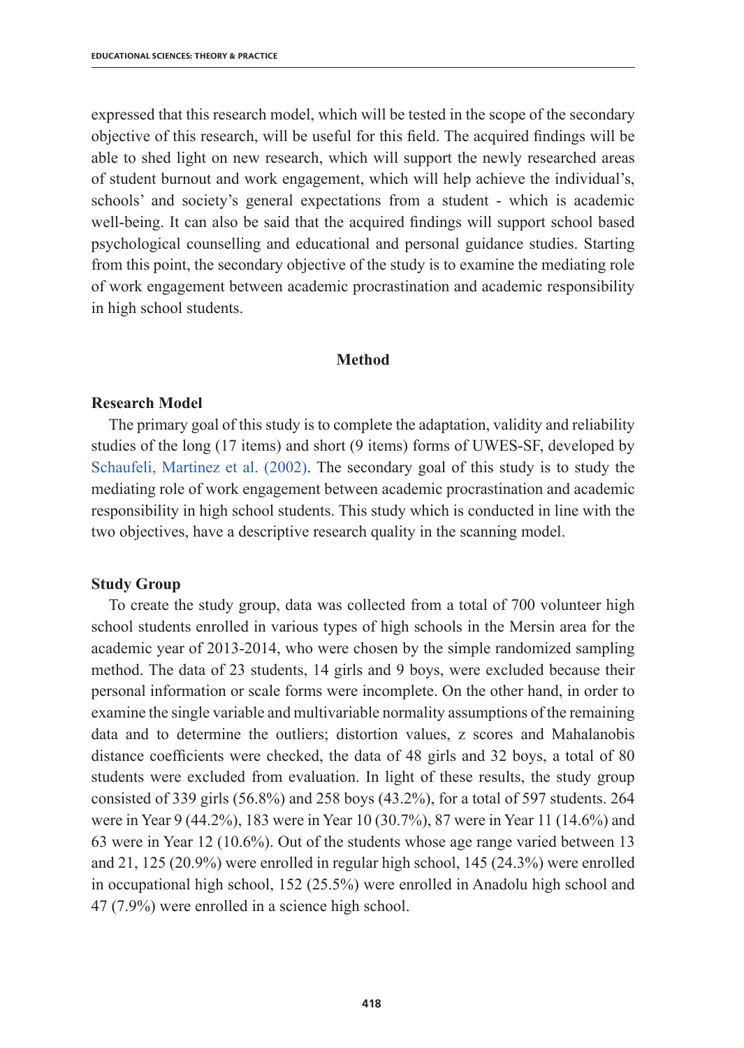expressed that this research model, which will be tested in the scope of the secondary objective of this research, will be useful for this field. The acquired findings will be able to shed light on new research, which will support the newly researched areas of student burnout and work engagement, which will help achieve the individual's, schools' and society's general expectations from a student - which is academic well-being. It can also be said that the acquired findings will support school based psychological counselling and educational and personal guidance studies. Starting from this point, the secondary objective of the study is to examine the mediating role of work engagement between academic procrastination and academic responsibility in high school students.

## Method

### Research Model

The primary goal of this study is to complete the adaptation, validity and reliability studies of the long (17 items) and short (9 items) forms of UWES-SF, developed by Schaufeli, Martinez et al. (2002). The secondary goal of this study is to study the mediating role of work engagement between academic procrastination and academic responsibility in high school students. This study which is conducted in line with the two objectives, have a descriptive research quality in the scanning model.

### Study Group

To create the study group, data was collected from a total of 700 volunteer high school students enrolled in various types of high schools in the Mersin area for the academic year of 2013-2014, who were chosen by the simple randomized sampling method. The data of 23 students, 14 girls and 9 boys, were excluded because their personal information or scale forms were incomplete. On the other hand, in order to examine the single variable and multivariable normality assumptions of the remaining data and to determine the outliers; distortion values, z scores and Mahalanobis distance coefficients were checked, the data of 48 girls and 32 boys, a total of 80 students were excluded from evaluation. In light of these results, the study group consisted of 339 girls (56.8%) and 258 boys (43.2%), for a total of 597 students. 264 were in Year 9 (44.2%), 183 were in Year 10 (30.7%), 87 were in Year 11 (14.6%) and 63 were in Year 12 (10.6%). Out of the students whose age range varied between 13 and 21, 125 (20.9%) were enrolled in regular high school, 145 (24.3%) were enrolled in occupational high school, 152 (25.5%) were enrolled in Anadolu high school and 47 (7.9%) were enrolled in a science high school.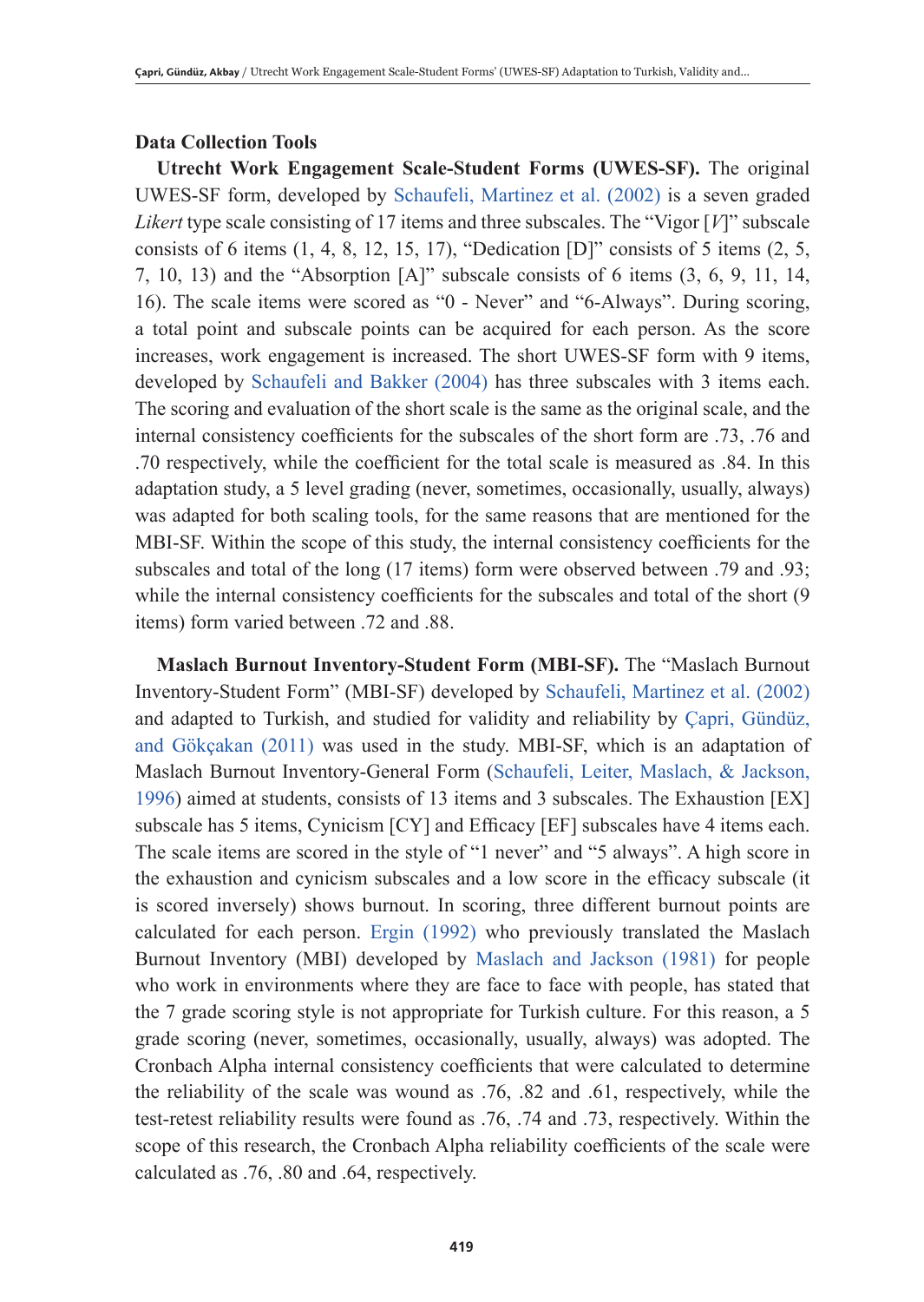## Data Collection Tools

**Utrecht Work Engagement Scale-Student Forms (UWES-SF).** The original UWES-SF form, developed by Schaufeli, Martinez et al. (2002) is a seven graded *Likert* type scale consisting of 17 items and three subscales. The "Vigor [*V*]" subscale consists of 6 items (1, 4, 8, 12, 15, 17), "Dedication [D]" consists of 5 items (2, 5, 7, 10, 13) and the "Absorption [A]" subscale consists of 6 items (3, 6, 9, 11, 14, 16). The scale items were scored as "0 - Never" and "6-Always". During scoring, a total point and subscale points can be acquired for each person. As the score increases, work engagement is increased. The short UWES-SF form with 9 items, developed by Schaufeli and Bakker (2004) has three subscales with 3 items each. The scoring and evaluation of the short scale is the same as the original scale, and the internal consistency coefficients for the subscales of the short form are .73, .76 and .70 respectively, while the coefficient for the total scale is measured as .84. In this adaptation study, a 5 level grading (never, sometimes, occasionally, usually, always) was adapted for both scaling tools, for the same reasons that are mentioned for the MBI-SF. Within the scope of this study, the internal consistency coefficients for the subscales and total of the long (17 items) form were observed between .79 and .93; while the internal consistency coefficients for the subscales and total of the short (9 items) form varied between .72 and .88.

**Maslach Burnout Inventory-Student Form (MBI-SF).** The "Maslach Burnout Inventory-Student Form" (MBI-SF) developed by Schaufeli, Martinez et al. (2002) and adapted to Turkish, and studied for validity and reliability by Çapri, Gündüz, and Gökçakan (2011) was used in the study. MBI-SF, which is an adaptation of Maslach Burnout Inventory-General Form (Schaufeli, Leiter, Maslach, & Jackson, 1996) aimed at students, consists of 13 items and 3 subscales. The Exhaustion [EX] subscale has 5 items, Cynicism [CY] and Efficacy [EF] subscales have 4 items each. The scale items are scored in the style of "1 never" and "5 always". A high score in the exhaustion and cynicism subscales and a low score in the efficacy subscale (it is scored inversely) shows burnout. In scoring, three different burnout points are calculated for each person. Ergin (1992) who previously translated the Maslach Burnout Inventory (MBI) developed by Maslach and Jackson (1981) for people who work in environments where they are face to face with people, has stated that the 7 grade scoring style is not appropriate for Turkish culture. For this reason, a 5 grade scoring (never, sometimes, occasionally, usually, always) was adopted. The Cronbach Alpha internal consistency coefficients that were calculated to determine the reliability of the scale was wound as .76, .82 and .61, respectively, while the test-retest reliability results were found as .76, .74 and .73, respectively. Within the scope of this research, the Cronbach Alpha reliability coefficients of the scale were calculated as .76, .80 and .64, respectively.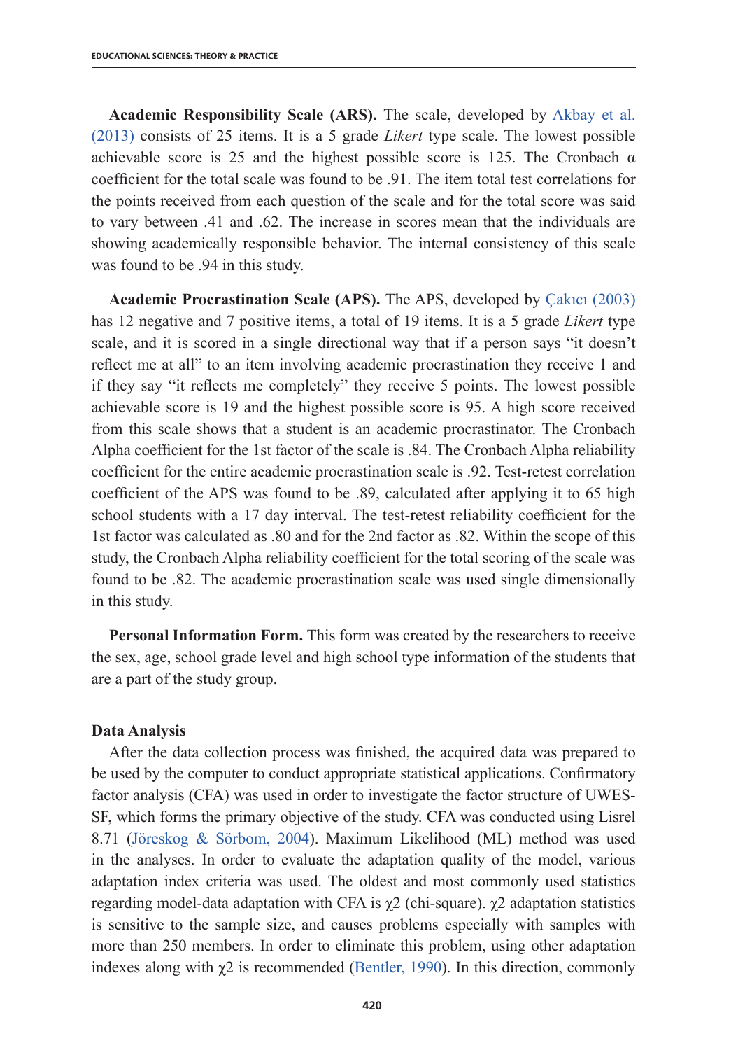**Academic Responsibility Scale (ARS).** The scale, developed by Akbay et al. (2013) consists of 25 items. It is a 5 grade *Likert* type scale. The lowest possible achievable score is 25 and the highest possible score is 125. The Cronbach α coefficient for the total scale was found to be .91. The item total test correlations for the points received from each question of the scale and for the total score was said to vary between .41 and .62. The increase in scores mean that the individuals are showing academically responsible behavior. The internal consistency of this scale was found to be .94 in this study.

**Academic Procrastination Scale (APS).** The APS, developed by Çakıcı (2003) has 12 negative and 7 positive items, a total of 19 items. It is a 5 grade *Likert* type scale, and it is scored in a single directional way that if a person says "it doesn't reflect me at all" to an item involving academic procrastination they receive 1 and if they say "it reflects me completely" they receive 5 points. The lowest possible achievable score is 19 and the highest possible score is 95. A high score received from this scale shows that a student is an academic procrastinator. The Cronbach Alpha coefficient for the 1st factor of the scale is .84. The Cronbach Alpha reliability coefficient for the entire academic procrastination scale is .92. Test-retest correlation coefficient of the APS was found to be .89, calculated after applying it to 65 high school students with a 17 day interval. The test-retest reliability coefficient for the 1st factor was calculated as .80 and for the 2nd factor as .82. Within the scope of this study, the Cronbach Alpha reliability coefficient for the total scoring of the scale was found to be .82. The academic procrastination scale was used single dimensionally in this study.

**Personal Information Form.** This form was created by the researchers to receive the sex, age, school grade level and high school type information of the students that are a part of the study group.

### Data Analysis

After the data collection process was finished, the acquired data was prepared to be used by the computer to conduct appropriate statistical applications. Confirmatory factor analysis (CFA) was used in order to investigate the factor structure of UWES-SF, which forms the primary objective of the study. CFA was conducted using Lisrel 8.71 (Jöreskog & Sörbom, 2004). Maximum Likelihood (ML) method was used in the analyses. In order to evaluate the adaptation quality of the model, various adaptation index criteria was used. The oldest and most commonly used statistics regarding model-data adaptation with CFA is $\chi 2$ (chi-square). $\chi 2$ adaptation statistics is sensitive to the sample size, and causes problems especially with samples with more than 250 members. In order to eliminate this problem, using other adaptation indexes along with $\chi 2$ is recommended (Bentler, 1990). In this direction, commonly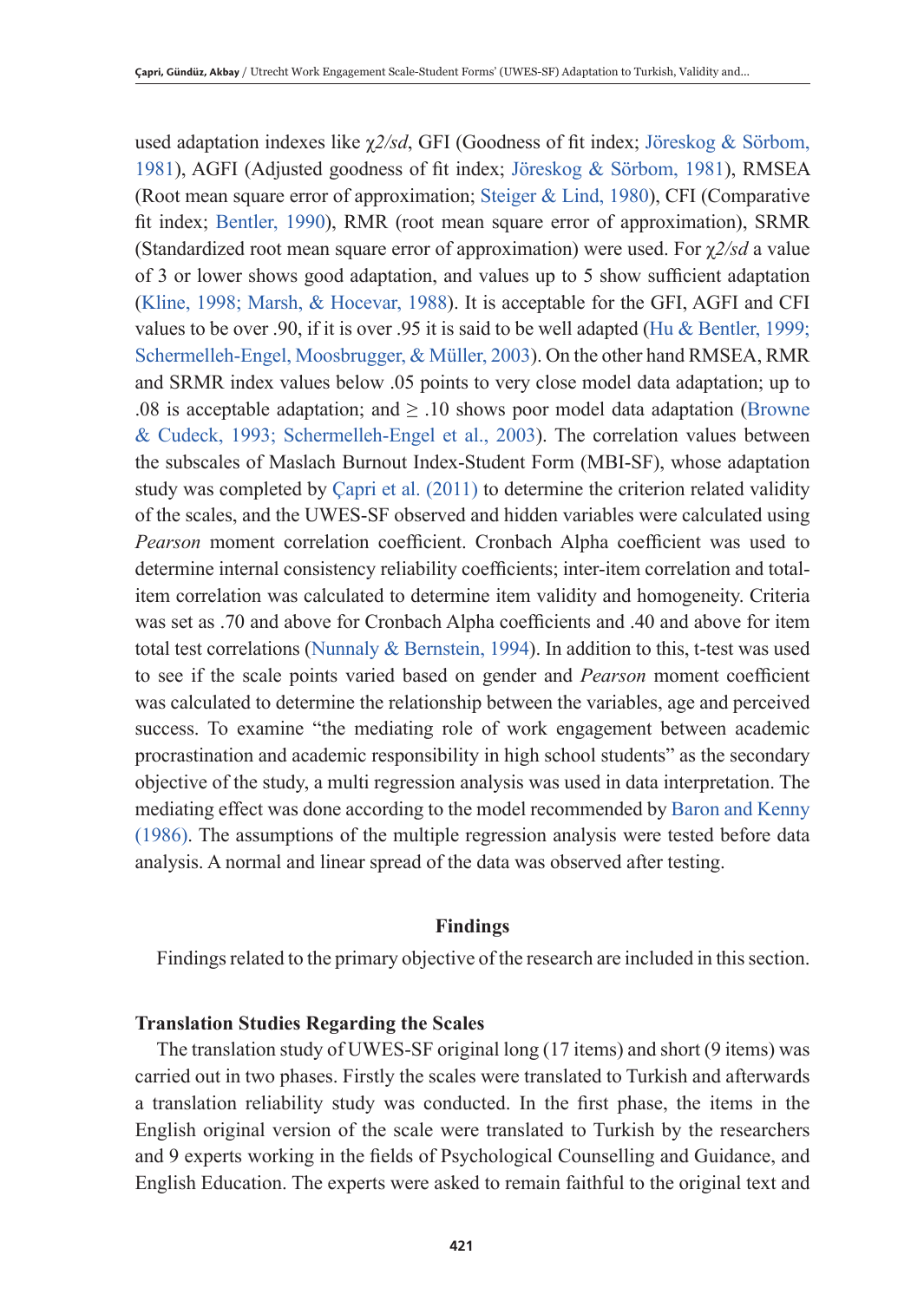used adaptation indexes like $\chi 2/sd$, GFI (Goodness of fit index; Jöreskog & Sörbom, 1981), AGFI (Adjusted goodness of fit index; Jöreskog & Sörbom, 1981), RMSEA (Root mean square error of approximation; Steiger & Lind, 1980), CFI (Comparative fit index; Bentler, 1990), RMR (root mean square error of approximation), SRMR (Standardized root mean square error of approximation) were used. For $\chi 2/sd$ a value of 3 or lower shows good adaptation, and values up to 5 show sufficient adaptation (Kline, 1998; Marsh, & Hocevar, 1988). It is acceptable for the GFI, AGFI and CFI values to be over .90, if it is over .95 it is said to be well adapted (Hu & Bentler, 1999; Schermelleh-Engel, Moosbrugger, & Müller, 2003). On the other hand RMSEA, RMR and SRMR index values below .05 points to very close model data adaptation; up to .08 is acceptable adaptation; and $\geq$ .10 shows poor model data adaptation (Browne & Cudeck, 1993; Schermelleh-Engel et al., 2003). The correlation values between the subscales of Maslach Burnout Index-Student Form (MBI-SF), whose adaptation study was completed by Çapri et al. (2011) to determine the criterion related validity of the scales, and the UWES-SF observed and hidden variables were calculated using *Pearson* moment correlation coefficient. Cronbach Alpha coefficient was used to determine internal consistency reliability coefficients; inter-item correlation and total-item correlation was calculated to determine item validity and homogeneity. Criteria was set as .70 and above for Cronbach Alpha coefficients and .40 and above for item total test correlations (Nunnaly & Bernstein, 1994). In addition to this, t-test was used to see if the scale points varied based on gender and *Pearson* moment coefficient was calculated to determine the relationship between the variables, age and perceived success. To examine "the mediating role of work engagement between academic procrastination and academic responsibility in high school students" as the secondary objective of the study, a multi regression analysis was used in data interpretation. The mediating effect was done according to the model recommended by Baron and Kenny (1986). The assumptions of the multiple regression analysis were tested before data analysis. A normal and linear spread of the data was observed after testing.

## Findings

Findings related to the primary objective of the research are included in this section.

### Translation Studies Regarding the Scales

The translation study of UWES-SF original long (17 items) and short (9 items) was carried out in two phases. Firstly the scales were translated to Turkish and afterwards a translation reliability study was conducted. In the first phase, the items in the English original version of the scale were translated to Turkish by the researchers and 9 experts working in the fields of Psychological Counselling and Guidance, and English Education. The experts were asked to remain faithful to the original text and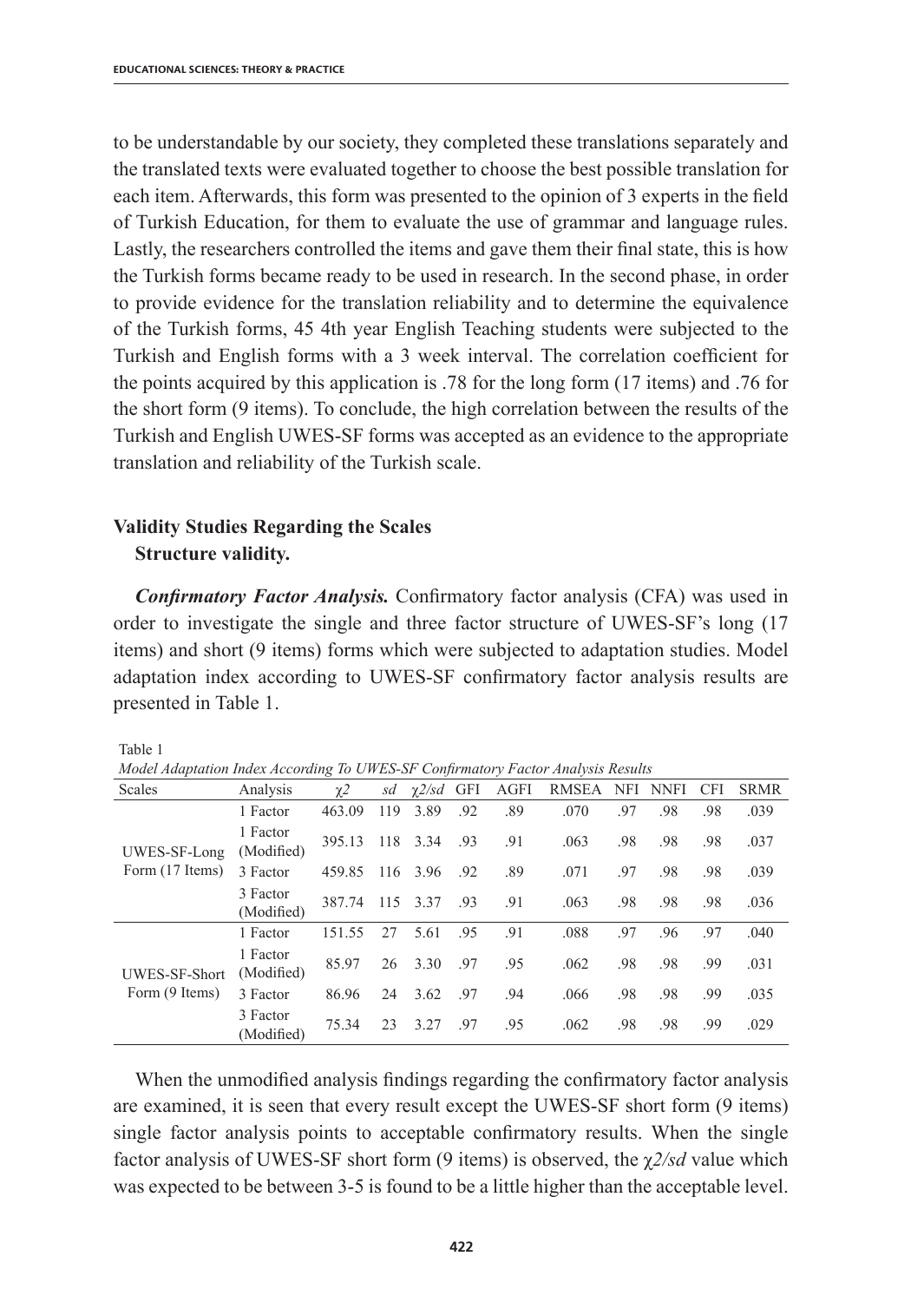to be understandable by our society, they completed these translations separately and the translated texts were evaluated together to choose the best possible translation for each item. Afterwards, this form was presented to the opinion of 3 experts in the field of Turkish Education, for them to evaluate the use of grammar and language rules. Lastly, the researchers controlled the items and gave them their final state, this is how the Turkish forms became ready to be used in research. In the second phase, in order to provide evidence for the translation reliability and to determine the equivalence of the Turkish forms, 45 4th year English Teaching students were subjected to the Turkish and English forms with a 3 week interval. The correlation coefficient for the points acquired by this application is .78 for the long form (17 items) and .76 for the short form (9 items). To conclude, the high correlation between the results of the Turkish and English UWES-SF forms was accepted as an evidence to the appropriate translation and reliability of the Turkish scale.

## Validity Studies Regarding the Scales

### Structure validity.

***Confirmatory Factor Analysis.*** Confirmatory factor analysis (CFA) was used in order to investigate the single and three factor structure of UWES-SF's long (17 items) and short (9 items) forms which were subjected to adaptation studies. Model adaptation index according to UWES-SF confirmatory factor analysis results are presented in Table 1.

Table 1

*Model Adaptation Index According To UWES-SF Confirmatory Factor Analysis Results*

| Scales | Analysis | $\chi^2$ | *sd* | $\chi^2/sd$ | GFI | AGFI | RMSEA | NFI | NNFI | CFI | SRMR |
|---|---|---|---|---|---|---|---|---|---|---|---|
| UWES-SF-Long Form (17 Items) | 1 Factor | 463.09 | 119 | 3.89 | .92 | .89 | .070 | .97 | .98 | .98 | .039 |
| | 1 Factor (Modified) | 395.13 | 118 | 3.34 | .93 | .91 | .063 | .98 | .98 | .98 | .037 |
| | 3 Factor | 459.85 | 116 | 3.96 | .92 | .89 | .071 | .97 | .98 | .98 | .039 |
| | 3 Factor (Modified) | 387.74 | 115 | 3.37 | .93 | .91 | .063 | .98 | .98 | .98 | .036 |
| UWES-SF-Short Form (9 Items) | 1 Factor | 151.55 | 27 | 5.61 | .95 | .91 | .088 | .97 | .96 | .97 | .040 |
| | 1 Factor (Modified) | 85.97 | 26 | 3.30 | .97 | .95 | .062 | .98 | .98 | .99 | .031 |
| | 3 Factor | 86.96 | 24 | 3.62 | .97 | .94 | .066 | .98 | .98 | .99 | .035 |
| | 3 Factor (Modified) | 75.34 | 23 | 3.27 | .97 | .95 | .062 | .98 | .98 | .99 | .029 |

When the unmodified analysis findings regarding the confirmatory factor analysis are examined, it is seen that every result except the UWES-SF short form (9 items) single factor analysis points to acceptable confirmatory results. When the single factor analysis of UWES-SF short form (9 items) is observed, the $\chi^2/sd$ value which was expected to be between 3-5 is found to be a little higher than the acceptable level.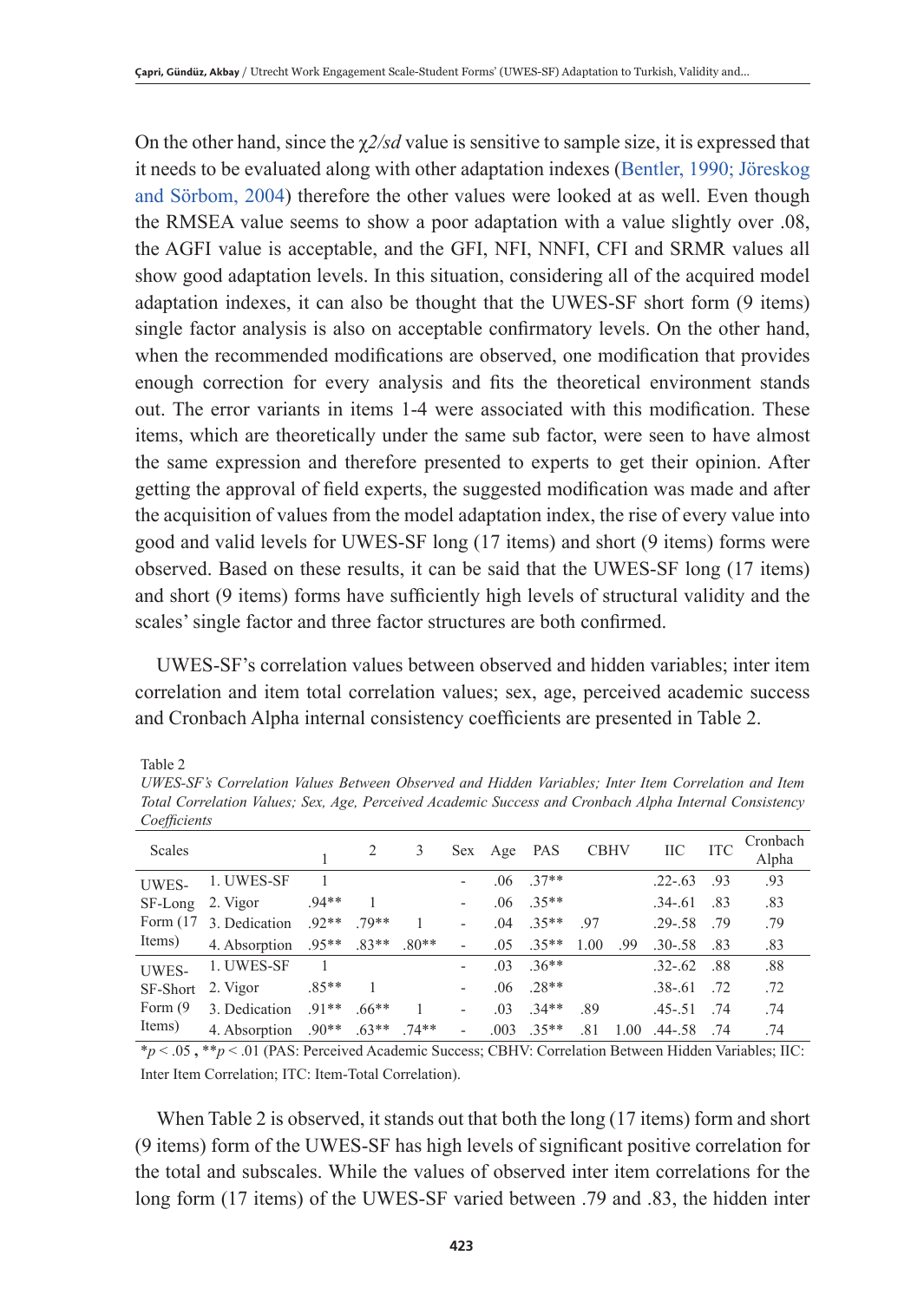On the other hand, since the $\chi 2/sd$ value is sensitive to sample size, it is expressed that it needs to be evaluated along with other adaptation indexes (Bentler, 1990; Jöreskog and Sörbom, 2004) therefore the other values were looked at as well. Even though the RMSEA value seems to show a poor adaptation with a value slightly over .08, the AGFI value is acceptable, and the GFI, NFI, NNFI, CFI and SRMR values all show good adaptation levels. In this situation, considering all of the acquired model adaptation indexes, it can also be thought that the UWES-SF short form (9 items) single factor analysis is also on acceptable confirmatory levels. On the other hand, when the recommended modifications are observed, one modification that provides enough correction for every analysis and fits the theoretical environment stands out. The error variants in items 1-4 were associated with this modification. These items, which are theoretically under the same sub factor, were seen to have almost the same expression and therefore presented to experts to get their opinion. After getting the approval of field experts, the suggested modification was made and after the acquisition of values from the model adaptation index, the rise of every value into good and valid levels for UWES-SF long (17 items) and short (9 items) forms were observed. Based on these results, it can be said that the UWES-SF long (17 items) and short (9 items) forms have sufficiently high levels of structural validity and the scales' single factor and three factor structures are both confirmed.

UWES-SF's correlation values between observed and hidden variables; inter item correlation and item total correlation values; sex, age, perceived academic success and Cronbach Alpha internal consistency coefficients are presented in Table 2.

Table 2

*UWES-SF's Correlation Values Between Observed and Hidden Variables; Inter Item Correlation and Item Total Correlation Values; Sex, Age, Perceived Academic Success and Cronbach Alpha Internal Consistency Coefficients*

| Scales | | 1 | 2 | 3 | Sex | Age | PAS | CBHV | | IIC | ITC | Cronbach Alpha |
|---|---|---|---|---|---|---|---|---|---|---|---|---|
| UWES-SF-Long Form (17 Items) | 1. UWES-SF | 1 | | | - | .06 | .37** | | | .22-.63 | .93 | .93 |
| | 2. Vigor | .94** | 1 | | - | .06 | .35** | | | .34-.61 | .83 | .83 |
| | 3. Dedication | .92** | .79** | 1 | - | .04 | .35** | .97 | | .29-.58 | .79 | .79 |
| | 4. Absorption | .95** | .83** | .80** | - | .05 | .35** | 1.00 | .99 | .30-.58 | .83 | .83 |
| UWES-SF-Short Form (9 Items) | 1. UWES-SF | 1 | | | - | .03 | .36** | | | .32-.62 | .88 | .88 |
| | 2. Vigor | .85** | 1 | | - | .06 | .28** | | | .38-.61 | .72 | .72 |
| | 3. Dedication | .91** | .66** | 1 | - | .03 | .34** | .89 | | .45-.51 | .74 | .74 |
| | 4. Absorption | .90** | .63** | .74** | - | .003 | .35** | .81 | 1.00 | .44-.58 | .74 | .74 |

*$p < .05$, **$p < .01$ (PAS: Perceived Academic Success; CBHV: Correlation Between Hidden Variables; IIC: Inter Item Correlation; ITC: Item-Total Correlation).

When Table 2 is observed, it stands out that both the long (17 items) form and short (9 items) form of the UWES-SF has high levels of significant positive correlation for the total and subscales. While the values of observed inter item correlations for the long form (17 items) of the UWES-SF varied between .79 and .83, the hidden inter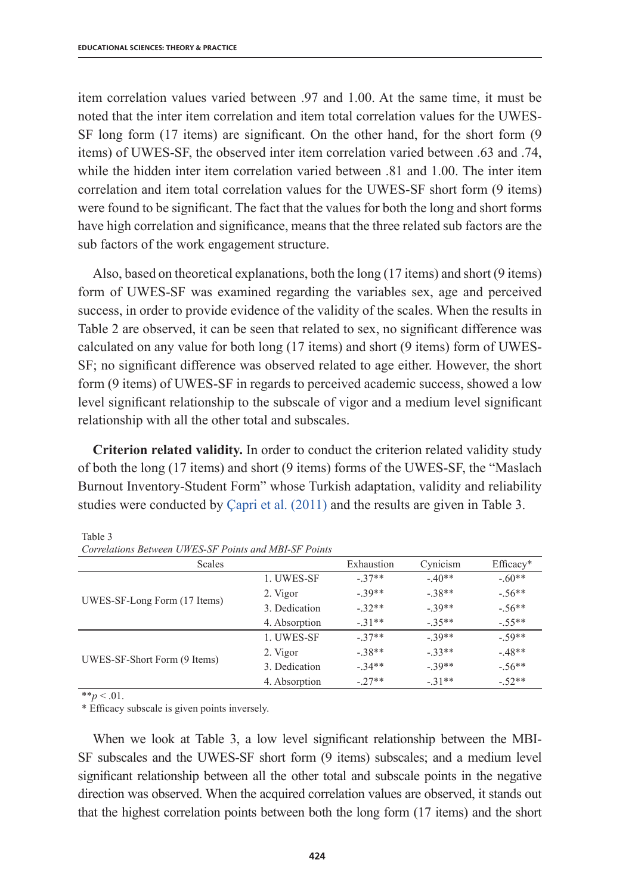item correlation values varied between .97 and 1.00. At the same time, it must be noted that the inter item correlation and item total correlation values for the UWES-SF long form (17 items) are significant. On the other hand, for the short form (9 items) of UWES-SF, the observed inter item correlation varied between .63 and .74, while the hidden inter item correlation varied between .81 and 1.00. The inter item correlation and item total correlation values for the UWES-SF short form (9 items) were found to be significant. The fact that the values for both the long and short forms have high correlation and significance, means that the three related sub factors are the sub factors of the work engagement structure.

Also, based on theoretical explanations, both the long (17 items) and short (9 items) form of UWES-SF was examined regarding the variables sex, age and perceived success, in order to provide evidence of the validity of the scales. When the results in Table 2 are observed, it can be seen that related to sex, no significant difference was calculated on any value for both long (17 items) and short (9 items) form of UWES-SF; no significant difference was observed related to age either. However, the short form (9 items) of UWES-SF in regards to perceived academic success, showed a low level significant relationship to the subscale of vigor and a medium level significant relationship with all the other total and subscales.

**Criterion related validity.** In order to conduct the criterion related validity study of both the long (17 items) and short (9 items) forms of the UWES-SF, the "Maslach Burnout Inventory-Student Form" whose Turkish adaptation, validity and reliability studies were conducted by Çapri et al. (2011) and the results are given in Table 3.

Table 3
*Correlations Between UWES-SF Points and MBI-SF Points*

| Scales | | Exhaustion | Cynicism | Efficacy* |
|---|---|---|---|---|
| UWES-SF-Long Form (17 Items) | 1. UWES-SF | -.37** | -.40** | -.60** |
| | 2. Vigor | -.39** | -.38** | -.56** |
| | 3. Dedication | -.32** | -.39** | -.56** |
| | 4. Absorption | -.31** | -.35** | -.55** |
| UWES-SF-Short Form (9 Items) | 1. UWES-SF | -.37** | -.39** | -.59** |
| | 2. Vigor | -.38** | -.33** | -.48** |
| | 3. Dedication | -.34** | -.39** | -.56** |
| | 4. Absorption | -.27** | -.31** | -.52** |

**$p < .01$.
* Efficacy subscale is given points inversely.

When we look at Table 3, a low level significant relationship between the MBI-SF subscales and the UWES-SF short form (9 items) subscales; and a medium level significant relationship between all the other total and subscale points in the negative direction was observed. When the acquired correlation values are observed, it stands out that the highest correlation points between both the long form (17 items) and the short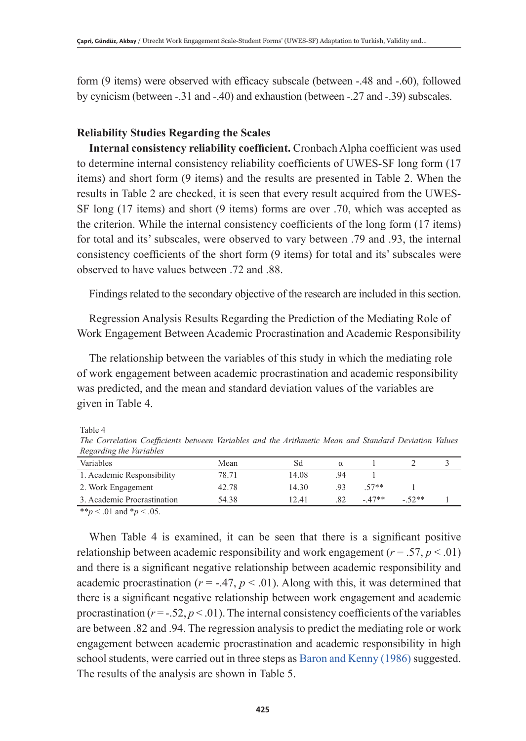form (9 items) were observed with efficacy subscale (between -.48 and -.60), followed by cynicism (between -.31 and -.40) and exhaustion (between -.27 and -.39) subscales.

## Reliability Studies Regarding the Scales

**Internal consistency reliability coefficient.** Cronbach Alpha coefficient was used to determine internal consistency reliability coefficients of UWES-SF long form (17 items) and short form (9 items) and the results are presented in Table 2. When the results in Table 2 are checked, it is seen that every result acquired from the UWES-SF long (17 items) and short (9 items) forms are over .70, which was accepted as the criterion. While the internal consistency coefficients of the long form (17 items) for total and its' subscales, were observed to vary between .79 and .93, the internal consistency coefficients of the short form (9 items) for total and its' subscales were observed to have values between .72 and .88.

Findings related to the secondary objective of the research are included in this section.

Regression Analysis Results Regarding the Prediction of the Mediating Role of Work Engagement Between Academic Procrastination and Academic Responsibility

The relationship between the variables of this study in which the mediating role of work engagement between academic procrastination and academic responsibility was predicted, and the mean and standard deviation values of the variables are given in Table 4.

Table 4

*The Correlation Coefficients between Variables and the Arithmetic Mean and Standard Deviation Values Regarding the Variables*

| Variables | Mean | Sd | α | 1 | 2 | 3 |
|---|---|---|---|---|---|---|
| 1. Academic Responsibility | 78.71 | 14.08 | .94 | 1 | | |
| 2. Work Engagement | 42.78 | 14.30 | .93 | .57** | 1 | |
| 3. Academic Procrastination | 54.38 | 12.41 | .82 | -.47** | -.52** | 1 |

**$p < .01$ and *$p < .05$.

When Table 4 is examined, it can be seen that there is a significant positive relationship between academic responsibility and work engagement ($r = .57$, $p < .01$) and there is a significant negative relationship between academic responsibility and academic procrastination ($r = -.47$, $p < .01$). Along with this, it was determined that there is a significant negative relationship between work engagement and academic procrastination ($r = -.52$, $p < .01$). The internal consistency coefficients of the variables are between .82 and .94. The regression analysis to predict the mediating role or work engagement between academic procrastination and academic responsibility in high school students, were carried out in three steps as Baron and Kenny (1986) suggested. The results of the analysis are shown in Table 5.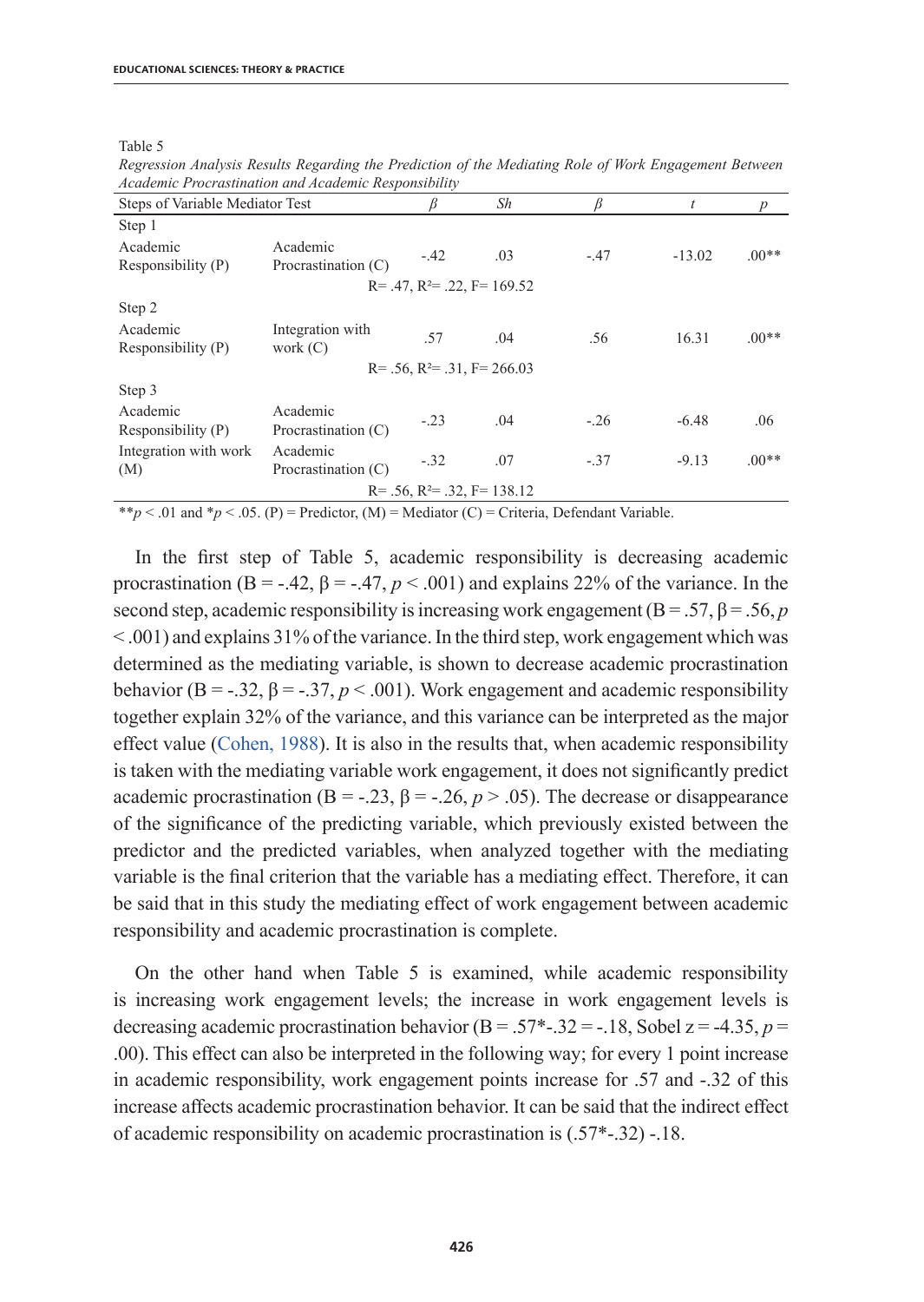Table 5

*Regression Analysis Results Regarding the Prediction of the Mediating Role of Work Engagement Between Academic Procrastination and Academic Responsibility*

| Steps of Variable Mediator Test | | β | Sh | β | t | p |
|---|---|---|---|---|---|---|
| Step 1 | | | | | | |
| Academic Responsibility (P) | Academic Procrastination (C) | -.42 | .03 | -.47 | -13.02 | .00** |
| | | R= .47, $R^2$= .22, F= 169.52 | | | | |
| Step 2 | | | | | | |
| Academic Responsibility (P) | Integration with work (C) | .57 | .04 | .56 | 16.31 | .00** |
| | | R= .56, $R^2$= .31, F= 266.03 | | | | |
| Step 3 | | | | | | |
| Academic Responsibility (P) | Academic Procrastination (C) | -.23 | .04 | -.26 | -6.48 | .06 |
| Integration with work (M) | Academic Procrastination (C) | -.32 | .07 | -.37 | -9.13 | .00** |
| | | R= .56, $R^2$= .32, F= 138.12 | | | | |

**$p < .01$ and *$p < .05$. (P) = Predictor, (M) = Mediator (C) = Criteria, Defendant Variable.

In the first step of Table 5, academic responsibility is decreasing academic procrastination (B = -.42, β = -.47, $p < .001$) and explains 22% of the variance. In the second step, academic responsibility is increasing work engagement (B = .57, β = .56, $p < .001$) and explains 31% of the variance. In the third step, work engagement which was determined as the mediating variable, is shown to decrease academic procrastination behavior (B = -.32, β = -.37, $p < .001$). Work engagement and academic responsibility together explain 32% of the variance, and this variance can be interpreted as the major effect value (Cohen, 1988). It is also in the results that, when academic responsibility is taken with the mediating variable work engagement, it does not significantly predict academic procrastination (B = -.23, β = -.26, $p > .05$). The decrease or disappearance of the significance of the predicting variable, which previously existed between the predictor and the predicted variables, when analyzed together with the mediating variable is the final criterion that the variable has a mediating effect. Therefore, it can be said that in this study the mediating effect of work engagement between academic responsibility and academic procrastination is complete.

On the other hand when Table 5 is examined, while academic responsibility is increasing work engagement levels; the increase in work engagement levels is decreasing academic procrastination behavior (B = .57*-.32 = -.18, Sobel z = -4.35, $p$ = .00). This effect can also be interpreted in the following way; for every 1 point increase in academic responsibility, work engagement points increase for .57 and -.32 of this increase affects academic procrastination behavior. It can be said that the indirect effect of academic responsibility on academic procrastination is (.57*-.32) -.18.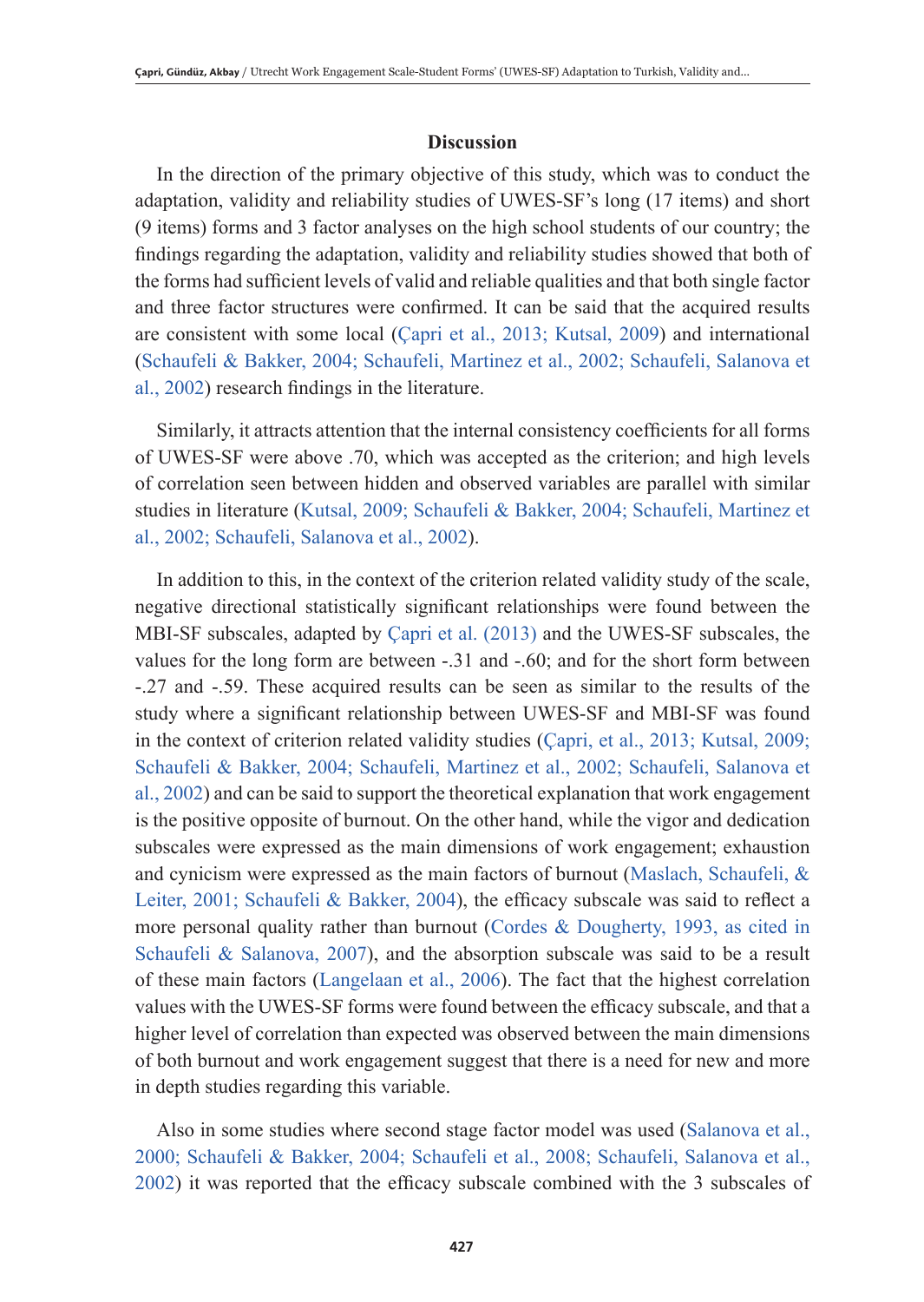## Discussion

In the direction of the primary objective of this study, which was to conduct the adaptation, validity and reliability studies of UWES-SF's long (17 items) and short (9 items) forms and 3 factor analyses on the high school students of our country; the findings regarding the adaptation, validity and reliability studies showed that both of the forms had sufficient levels of valid and reliable qualities and that both single factor and three factor structures were confirmed. It can be said that the acquired results are consistent with some local (Çapri et al., 2013; Kutsal, 2009) and international (Schaufeli & Bakker, 2004; Schaufeli, Martinez et al., 2002; Schaufeli, Salanova et al., 2002) research findings in the literature.

Similarly, it attracts attention that the internal consistency coefficients for all forms of UWES-SF were above .70, which was accepted as the criterion; and high levels of correlation seen between hidden and observed variables are parallel with similar studies in literature (Kutsal, 2009; Schaufeli & Bakker, 2004; Schaufeli, Martinez et al., 2002; Schaufeli, Salanova et al., 2002).

In addition to this, in the context of the criterion related validity study of the scale, negative directional statistically significant relationships were found between the MBI-SF subscales, adapted by Çapri et al. (2013) and the UWES-SF subscales, the values for the long form are between -.31 and -.60; and for the short form between -.27 and -.59. These acquired results can be seen as similar to the results of the study where a significant relationship between UWES-SF and MBI-SF was found in the context of criterion related validity studies (Çapri, et al., 2013; Kutsal, 2009; Schaufeli & Bakker, 2004; Schaufeli, Martinez et al., 2002; Schaufeli, Salanova et al., 2002) and can be said to support the theoretical explanation that work engagement is the positive opposite of burnout. On the other hand, while the vigor and dedication subscales were expressed as the main dimensions of work engagement; exhaustion and cynicism were expressed as the main factors of burnout (Maslach, Schaufeli, & Leiter, 2001; Schaufeli & Bakker, 2004), the efficacy subscale was said to reflect a more personal quality rather than burnout (Cordes & Dougherty, 1993, as cited in Schaufeli & Salanova, 2007), and the absorption subscale was said to be a result of these main factors (Langelaan et al., 2006). The fact that the highest correlation values with the UWES-SF forms were found between the efficacy subscale, and that a higher level of correlation than expected was observed between the main dimensions of both burnout and work engagement suggest that there is a need for new and more in depth studies regarding this variable.

Also in some studies where second stage factor model was used (Salanova et al., 2000; Schaufeli & Bakker, 2004; Schaufeli et al., 2008; Schaufeli, Salanova et al., 2002) it was reported that the efficacy subscale combined with the 3 subscales of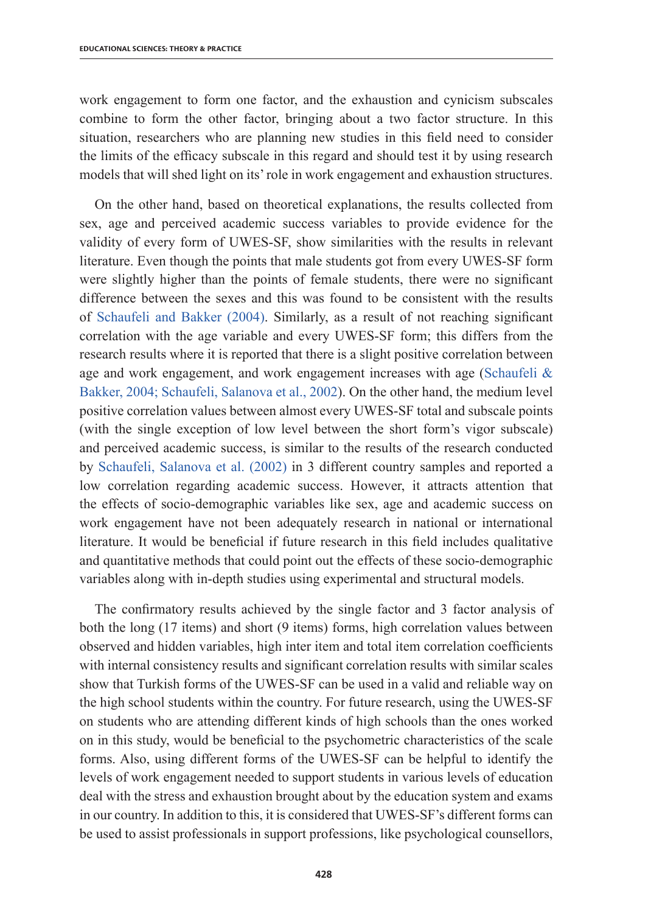work engagement to form one factor, and the exhaustion and cynicism subscales combine to form the other factor, bringing about a two factor structure. In this situation, researchers who are planning new studies in this field need to consider the limits of the efficacy subscale in this regard and should test it by using research models that will shed light on its' role in work engagement and exhaustion structures.

On the other hand, based on theoretical explanations, the results collected from sex, age and perceived academic success variables to provide evidence for the validity of every form of UWES-SF, show similarities with the results in relevant literature. Even though the points that male students got from every UWES-SF form were slightly higher than the points of female students, there were no significant difference between the sexes and this was found to be consistent with the results of Schaufeli and Bakker (2004). Similarly, as a result of not reaching significant correlation with the age variable and every UWES-SF form; this differs from the research results where it is reported that there is a slight positive correlation between age and work engagement, and work engagement increases with age (Schaufeli & Bakker, 2004; Schaufeli, Salanova et al., 2002). On the other hand, the medium level positive correlation values between almost every UWES-SF total and subscale points (with the single exception of low level between the short form's vigor subscale) and perceived academic success, is similar to the results of the research conducted by Schaufeli, Salanova et al. (2002) in 3 different country samples and reported a low correlation regarding academic success. However, it attracts attention that the effects of socio-demographic variables like sex, age and academic success on work engagement have not been adequately research in national or international literature. It would be beneficial if future research in this field includes qualitative and quantitative methods that could point out the effects of these socio-demographic variables along with in-depth studies using experimental and structural models.

The confirmatory results achieved by the single factor and 3 factor analysis of both the long (17 items) and short (9 items) forms, high correlation values between observed and hidden variables, high inter item and total item correlation coefficients with internal consistency results and significant correlation results with similar scales show that Turkish forms of the UWES-SF can be used in a valid and reliable way on the high school students within the country. For future research, using the UWES-SF on students who are attending different kinds of high schools than the ones worked on in this study, would be beneficial to the psychometric characteristics of the scale forms. Also, using different forms of the UWES-SF can be helpful to identify the levels of work engagement needed to support students in various levels of education deal with the stress and exhaustion brought about by the education system and exams in our country. In addition to this, it is considered that UWES-SF's different forms can be used to assist professionals in support professions, like psychological counsellors,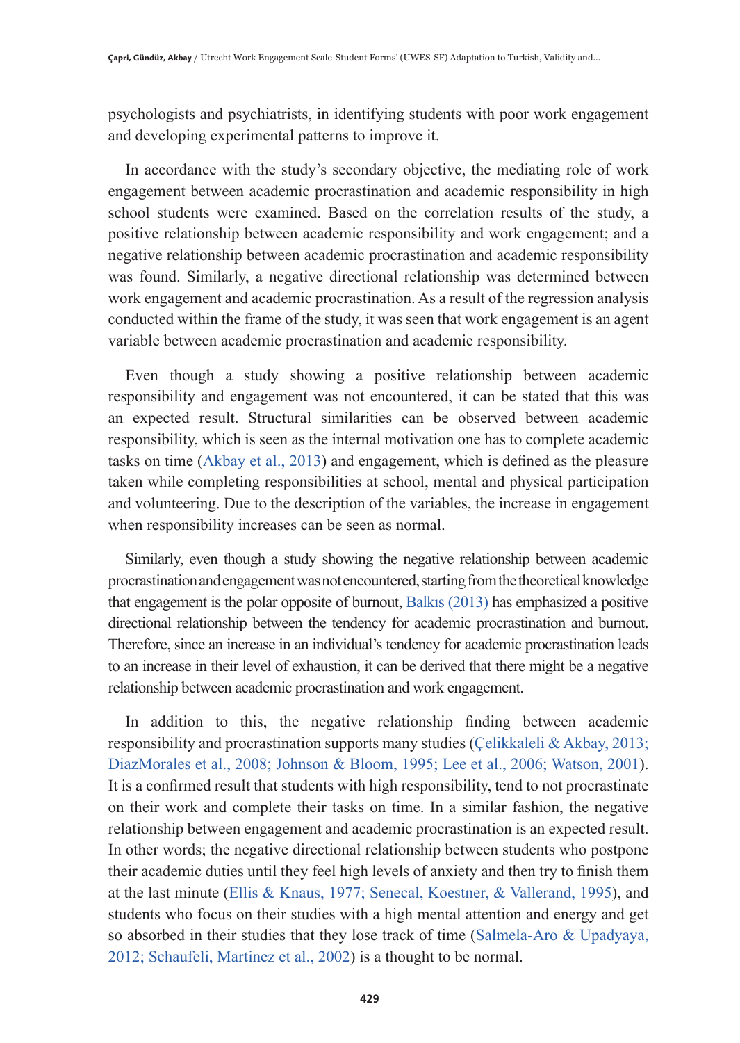psychologists and psychiatrists, in identifying students with poor work engagement and developing experimental patterns to improve it.

In accordance with the study's secondary objective, the mediating role of work engagement between academic procrastination and academic responsibility in high school students were examined. Based on the correlation results of the study, a positive relationship between academic responsibility and work engagement; and a negative relationship between academic procrastination and academic responsibility was found. Similarly, a negative directional relationship was determined between work engagement and academic procrastination. As a result of the regression analysis conducted within the frame of the study, it was seen that work engagement is an agent variable between academic procrastination and academic responsibility.

Even though a study showing a positive relationship between academic responsibility and engagement was not encountered, it can be stated that this was an expected result. Structural similarities can be observed between academic responsibility, which is seen as the internal motivation one has to complete academic tasks on time (Akbay et al., 2013) and engagement, which is defined as the pleasure taken while completing responsibilities at school, mental and physical participation and volunteering. Due to the description of the variables, the increase in engagement when responsibility increases can be seen as normal.

Similarly, even though a study showing the negative relationship between academic procrastination and engagement was not encountered, starting from the theoretical knowledge that engagement is the polar opposite of burnout, Balkıs (2013) has emphasized a positive directional relationship between the tendency for academic procrastination and burnout. Therefore, since an increase in an individual's tendency for academic procrastination leads to an increase in their level of exhaustion, it can be derived that there might be a negative relationship between academic procrastination and work engagement.

In addition to this, the negative relationship finding between academic responsibility and procrastination supports many studies (Çelikkaleli & Akbay, 2013; DiazMorales et al., 2008; Johnson & Bloom, 1995; Lee et al., 2006; Watson, 2001). It is a confirmed result that students with high responsibility, tend to not procrastinate on their work and complete their tasks on time. In a similar fashion, the negative relationship between engagement and academic procrastination is an expected result. In other words; the negative directional relationship between students who postpone their academic duties until they feel high levels of anxiety and then try to finish them at the last minute (Ellis & Knaus, 1977; Senecal, Koestner, & Vallerand, 1995), and students who focus on their studies with a high mental attention and energy and get so absorbed in their studies that they lose track of time (Salmela-Aro & Upadyaya, 2012; Schaufeli, Martinez et al., 2002) is a thought to be normal.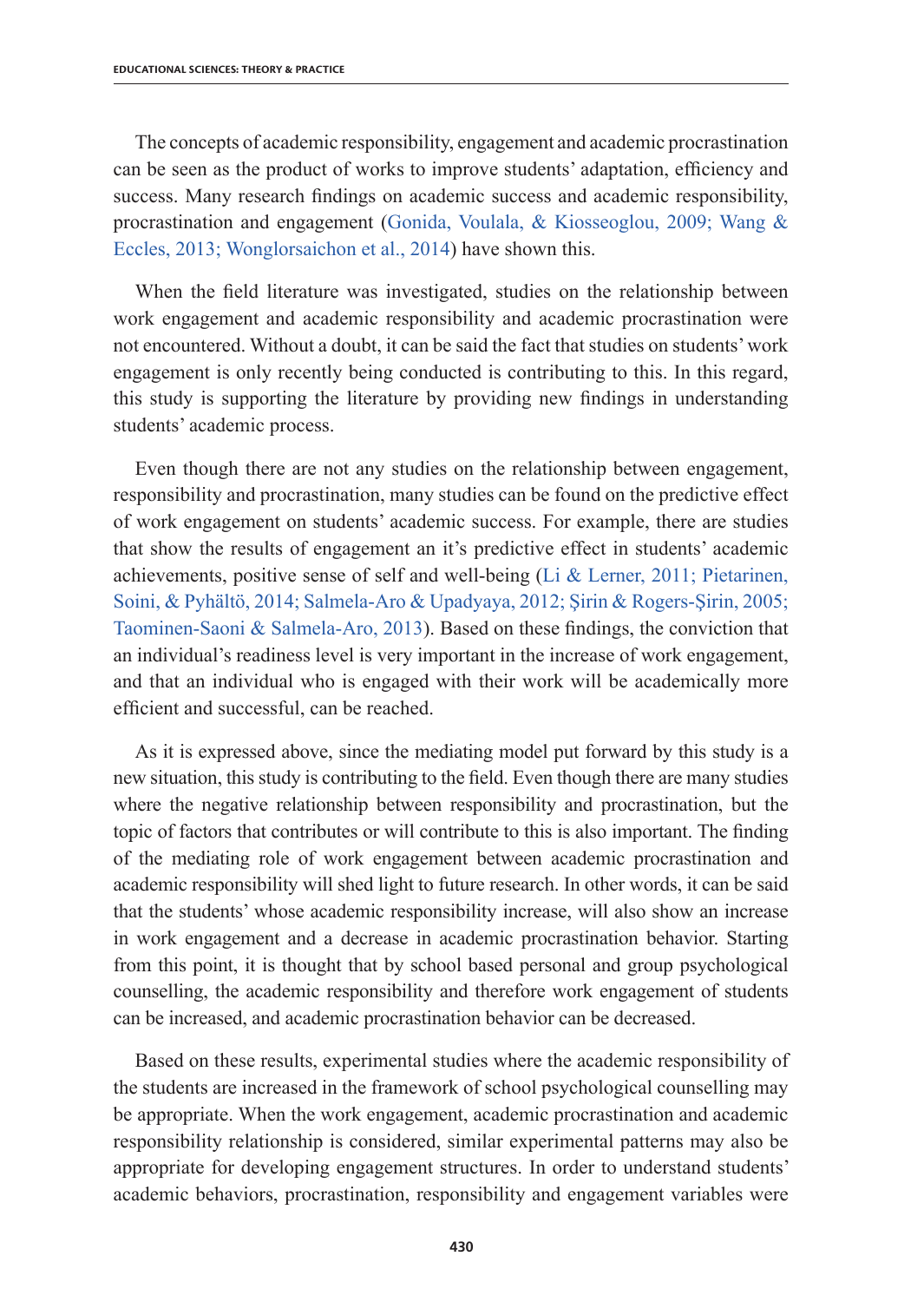The concepts of academic responsibility, engagement and academic procrastination can be seen as the product of works to improve students' adaptation, efficiency and success. Many research findings on academic success and academic responsibility, procrastination and engagement (Gonida, Voulala, & Kiosseoglou, 2009; Wang & Eccles, 2013; Wonglorsaichon et al., 2014) have shown this.

When the field literature was investigated, studies on the relationship between work engagement and academic responsibility and academic procrastination were not encountered. Without a doubt, it can be said the fact that studies on students' work engagement is only recently being conducted is contributing to this. In this regard, this study is supporting the literature by providing new findings in understanding students' academic process.

Even though there are not any studies on the relationship between engagement, responsibility and procrastination, many studies can be found on the predictive effect of work engagement on students' academic success. For example, there are studies that show the results of engagement an it's predictive effect in students' academic achievements, positive sense of self and well-being (Li & Lerner, 2011; Pietarinen, Soini, & Pyhältö, 2014; Salmela-Aro & Upadyaya, 2012; Şirin & Rogers-Şirin, 2005; Taominen-Saoni & Salmela-Aro, 2013). Based on these findings, the conviction that an individual's readiness level is very important in the increase of work engagement, and that an individual who is engaged with their work will be academically more efficient and successful, can be reached.

As it is expressed above, since the mediating model put forward by this study is a new situation, this study is contributing to the field. Even though there are many studies where the negative relationship between responsibility and procrastination, but the topic of factors that contributes or will contribute to this is also important. The finding of the mediating role of work engagement between academic procrastination and academic responsibility will shed light to future research. In other words, it can be said that the students' whose academic responsibility increase, will also show an increase in work engagement and a decrease in academic procrastination behavior. Starting from this point, it is thought that by school based personal and group psychological counselling, the academic responsibility and therefore work engagement of students can be increased, and academic procrastination behavior can be decreased.

Based on these results, experimental studies where the academic responsibility of the students are increased in the framework of school psychological counselling may be appropriate. When the work engagement, academic procrastination and academic responsibility relationship is considered, similar experimental patterns may also be appropriate for developing engagement structures. In order to understand students' academic behaviors, procrastination, responsibility and engagement variables were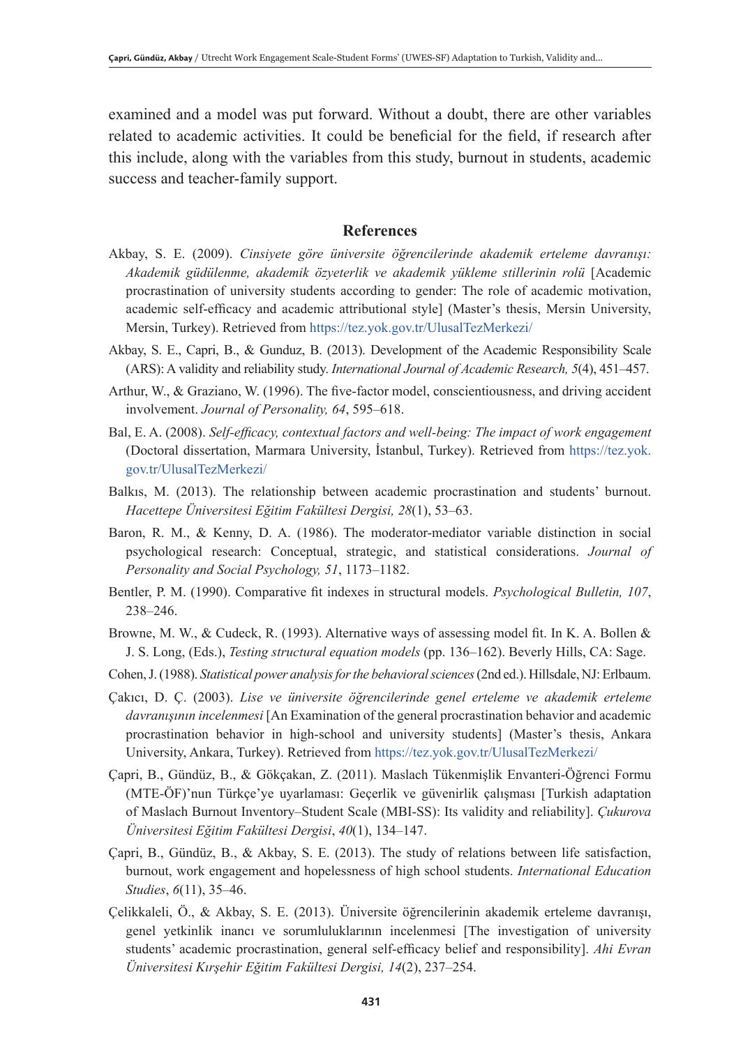examined and a model was put forward. Without a doubt, there are other variables related to academic activities. It could be beneficial for the field, if research after this include, along with the variables from this study, burnout in students, academic success and teacher-family support.

## References

Akbay, S. E. (2009). *Cinsiyete göre üniversite öğrencilerinde akademik erteleme davranışı: Akademik güdülenme, akademik özyeterlik ve akademik yükleme stillerinin rolü* [Academic procrastination of university students according to gender: The role of academic motivation, academic self-efficacy and academic attributional style] (Master's thesis, Mersin University, Mersin, Turkey). Retrieved from https://tez.yok.gov.tr/UlusalTezMerkezi/

Akbay, S. E., Capri, B., & Gunduz, B. (2013). Development of the Academic Responsibility Scale (ARS): A validity and reliability study. *International Journal of Academic Research, 5*(4), 451–457.

Arthur, W., & Graziano, W. (1996). The five-factor model, conscientiousness, and driving accident involvement. *Journal of Personality, 64*, 595–618.

Bal, E. A. (2008). *Self-efficacy, contextual factors and well-being: The impact of work engagement* (Doctoral dissertation, Marmara University, İstanbul, Turkey). Retrieved from https://tez.yok.gov.tr/UlusalTezMerkezi/

Balkıs, M. (2013). The relationship between academic procrastination and students' burnout. *Hacettepe Üniversitesi Eğitim Fakültesi Dergisi, 28*(1), 53–63.

Baron, R. M., & Kenny, D. A. (1986). The moderator-mediator variable distinction in social psychological research: Conceptual, strategic, and statistical considerations. *Journal of Personality and Social Psychology, 51*, 1173–1182.

Bentler, P. M. (1990). Comparative fit indexes in structural models. *Psychological Bulletin, 107*, 238–246.

Browne, M. W., & Cudeck, R. (1993). Alternative ways of assessing model fit. In K. A. Bollen & J. S. Long, (Eds.), *Testing structural equation models* (pp. 136–162). Beverly Hills, CA: Sage.

Cohen, J. (1988). *Statistical power analysis for the behavioral sciences* (2nd ed.). Hillsdale, NJ: Erlbaum.

Çakıcı, D. Ç. (2003). *Lise ve üniversite öğrencilerinde genel erteleme ve akademik erteleme davranışının incelenmesi* [An Examination of the general procrastination behavior and academic procrastination behavior in high-school and university students] (Master's thesis, Ankara University, Ankara, Turkey). Retrieved from https://tez.yok.gov.tr/UlusalTezMerkezi/

Çapri, B., Gündüz, B., & Gökçakan, Z. (2011). Maslach Tükenmişlik Envanteri-Öğrenci Formu (MTE-ÖF)'nun Türkçe'ye uyarlaması: Geçerlik ve güvenirlik çalışması [Turkish adaptation of Maslach Burnout Inventory–Student Scale (MBI-SS): Its validity and reliability]. *Çukurova Üniversitesi Eğitim Fakültesi Dergisi*, *40*(1), 134–147.

Çapri, B., Gündüz, B., & Akbay, S. E. (2013). The study of relations between life satisfaction, burnout, work engagement and hopelessness of high school students. *International Education Studies*, *6*(11), 35–46.

Çelikkaleli, Ö., & Akbay, S. E. (2013). Üniversite öğrencilerinin akademik erteleme davranışı, genel yetkinlik inancı ve sorumluluklarının incelenmesi [The investigation of university students' academic procrastination, general self-efficacy belief and responsibility]. *Ahi Evran Üniversitesi Kırşehir Eğitim Fakültesi Dergisi, 14*(2), 237–254.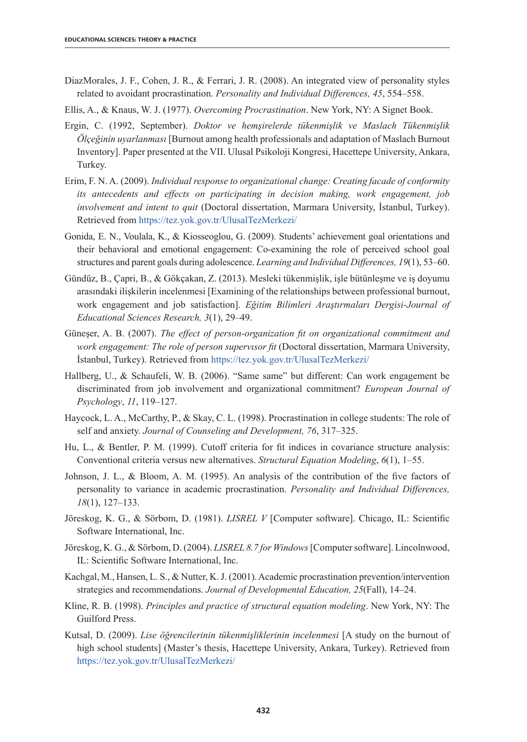DiazMorales, J. F., Cohen, J. R., & Ferrari, J. R. (2008). An integrated view of personality styles related to avoidant procrastination. *Personality and Individual Differences, 45*, 554–558.

Ellis, A., & Knaus, W. J. (1977). *Overcoming Procrastination*. New York, NY: A Signet Book.

Ergin, C. (1992, September). *Doktor ve hemşirelerde tükenmişlik ve Maslach Tükenmişlik Ölçeğinin uyarlanması* [Burnout among health professionals and adaptation of Maslach Burnout Inventory]. Paper presented at the VII. Ulusal Psikoloji Kongresi, Hacettepe University, Ankara, Turkey.

Erim, F. N. A. (2009). *Individual response to organizational change: Creating facade of conformity its antecedents and effects on participating in decision making, work engagement, job involvement and intent to quit* (Doctoral dissertation, Marmara University, İstanbul, Turkey). Retrieved from https://tez.yok.gov.tr/UlusalTezMerkezi/

Gonida, E. N., Voulala, K., & Kiosseoglou, G. (2009). Students' achievement goal orientations and their behavioral and emotional engagement: Co-examining the role of perceived school goal structures and parent goals during adolescence. *Learning and Individual Differences, 19*(1), 53–60.

Gündüz, B., Çapri, B., & Gökçakan, Z. (2013). Mesleki tükenmişlik, işle bütünleşme ve iş doyumu arasındaki ilişkilerin incelenmesi [Examining of the relationships between professional burnout, work engagement and job satisfaction]. *Eğitim Bilimleri Araştırmaları Dergisi-Journal of Educational Sciences Research, 3*(1), 29–49.

Güneşer, A. B. (2007). *The effect of person-organization fit on organizational commitment and work engagement: The role of person supervısor fit* (Doctoral dissertation, Marmara University, İstanbul, Turkey). Retrieved from https://tez.yok.gov.tr/UlusalTezMerkezi/

Hallberg, U., & Schaufeli, W. B. (2006). "Same same" but different: Can work engagement be discriminated from job involvement and organizational commitment? *European Journal of Psychology*, *11*, 119–127.

Haycock, L. A., McCarthy, P., & Skay, C. L. (1998). Procrastination in college students: The role of self and anxiety. *Journal of Counseling and Development, 76*, 317–325.

Hu, L., & Bentler, P. M. (1999). Cutoff criteria for fit indices in covariance structure analysis: Conventional criteria versus new alternatives. *Structural Equation Modeling*, *6*(1), 1–55.

Johnson, J. L., & Bloom, A. M. (1995). An analysis of the contribution of the five factors of personality to variance in academic procrastination. *Personality and Individual Differences, 18*(1), 127–133.

Jöreskog, K. G., & Sörbom, D. (1981). *LISREL V* [Computer software]. Chicago, IL: Scientific Software International, Inc.

Jöreskog, K. G., & Sörbom, D. (2004). *LISREL 8.7 for Windows* [Computer software]. Lincolnwood, IL: Scientific Software International, Inc.

Kachgal, M., Hansen, L. S., & Nutter, K. J. (2001). Academic procrastination prevention/intervention strategies and recommendations. *Journal of Developmental Education, 25*(Fall), 14–24.

Kline, R. B. (1998). *Principles and practice of structural equation modeling*. New York, NY: The Guilford Press.

Kutsal, D. (2009). *Lise öğrencilerinin tükenmişliklerinin incelenmesi* [A study on the burnout of high school students] (Master's thesis, Hacettepe University, Ankara, Turkey). Retrieved from https://tez.yok.gov.tr/UlusalTezMerkezi/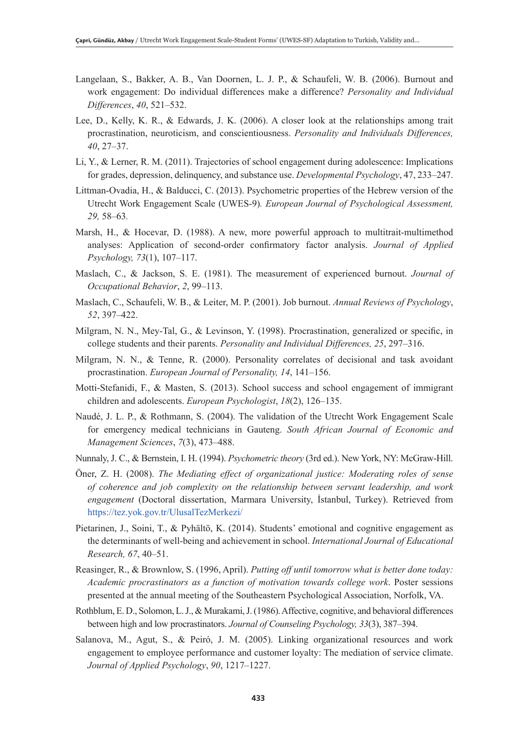Langelaan, S., Bakker, A. B., Van Doornen, L. J. P., & Schaufeli, W. B. (2006). Burnout and work engagement: Do individual differences make a difference? *Personality and Individual Differences*, *40*, 521–532.

Lee, D., Kelly, K. R., & Edwards, J. K. (2006). A closer look at the relationships among trait procrastination, neuroticism, and conscientiousness. *Personality and Individuals Differences, 40*, 27–37.

Li, Y., & Lerner, R. M. (2011). Trajectories of school engagement during adolescence: Implications for grades, depression, delinquency, and substance use. *Developmental Psychology*, 47, 233–247.

Littman-Ovadia, H., & Balducci, C. (2013). Psychometric properties of the Hebrew version of the Utrecht Work Engagement Scale (UWES-9)*. European Journal of Psychological Assessment, 29,* 58–63*.*

Marsh, H., & Hocevar, D. (1988). A new, more powerful approach to multitrait-multimethod analyses: Application of second-order confirmatory factor analysis. *Journal of Applied Psychology, 73*(1), 107–117.

Maslach, C., & Jackson, S. E. (1981). The measurement of experienced burnout. *Journal of Occupational Behavior*, *2*, 99–113.

Maslach, C., Schaufeli, W. B., & Leiter, M. P. (2001). Job burnout. *Annual Reviews of Psychology*, *52*, 397–422.

Milgram, N. N., Mey-Tal, G., & Levinson, Y. (1998). Procrastination, generalized or specific, in college students and their parents. *Personality and Individual Differences, 25*, 297–316.

Milgram, N. N., & Tenne, R. (2000). Personality correlates of decisional and task avoidant procrastination. *European Journal of Personality, 14*, 141–156.

Motti-Stefanidi, F., & Masten, S. (2013). School success and school engagement of immigrant children and adolescents. *European Psychologist*, *18*(2), 126–135.

Naudé, J. L. P., & Rothmann, S. (2004). The validation of the Utrecht Work Engagement Scale for emergency medical technicians in Gauteng. *South African Journal of Economic and Management Sciences*, *7*(3), 473–488.

Nunnaly, J. C., & Bernstein, I. H. (1994). *Psychometric theory* (3rd ed.). New York, NY: McGraw-Hill.

Öner, Z. H. (2008). *The Mediating effect of organizational justice: Moderating roles of sense of coherence and job complexity on the relationship between servant leadership, and work engagement* (Doctoral dissertation, Marmara University, İstanbul, Turkey). Retrieved from https://tez.yok.gov.tr/UlusalTezMerkezi/

Pietarinen, J., Soini, T., & Pyhältö, K. (2014). Students' emotional and cognitive engagement as the determinants of well-being and achievement in school. *International Journal of Educational Research, 67*, 40–51.

Reasinger, R., & Brownlow, S. (1996, April). *Putting off until tomorrow what is better done today: Academic procrastinators as a function of motivation towards college work*. Poster sessions presented at the annual meeting of the Southeastern Psychological Association, Norfolk, VA.

Rothblum, E. D., Solomon, L. J., & Murakami, J. (1986). Affective, cognitive, and behavioral differences between high and low procrastinators. *Journal of Counseling Psychology, 33*(3), 387–394.

Salanova, M., Agut, S., & Peiró, J. M. (2005). Linking organizational resources and work engagement to employee performance and customer loyalty: The mediation of service climate. *Journal of Applied Psychology*, *90*, 1217–1227.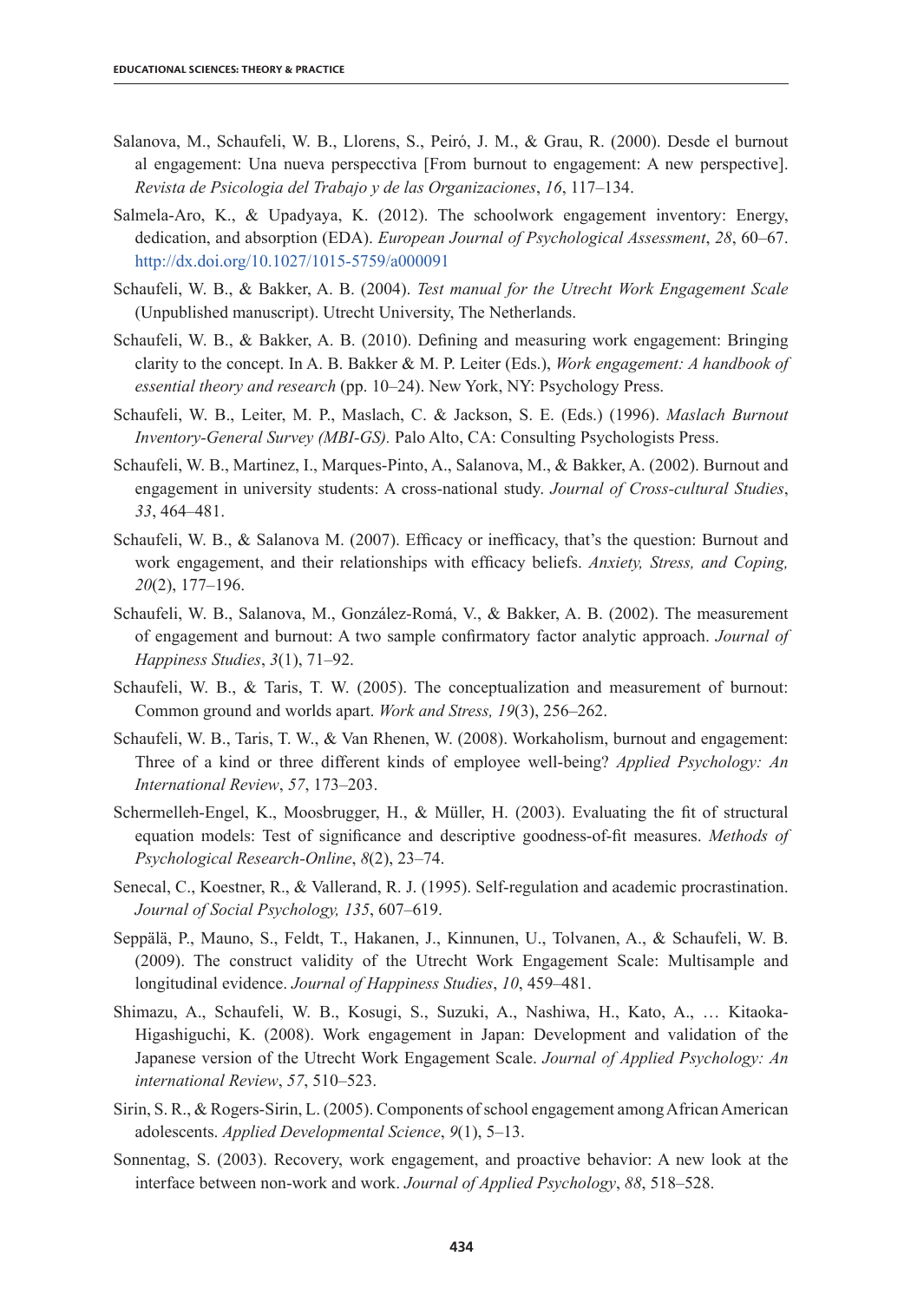Salanova, M., Schaufeli, W. B., Llorens, S., Peiró, J. M., & Grau, R. (2000). Desde el burnout al engagement: Una nueva perspecctiva [From burnout to engagement: A new perspective]. *Revista de Psicologia del Trabajo y de las Organizaciones*, *16*, 117–134.

Salmela-Aro, K., & Upadyaya, K. (2012). The schoolwork engagement inventory: Energy, dedication, and absorption (EDA). *European Journal of Psychological Assessment*, *28*, 60–67. http://dx.doi.org/10.1027/1015-5759/a000091

Schaufeli, W. B., & Bakker, A. B. (2004). *Test manual for the Utrecht Work Engagement Scale* (Unpublished manuscript). Utrecht University, The Netherlands.

Schaufeli, W. B., & Bakker, A. B. (2010). Defining and measuring work engagement: Bringing clarity to the concept. In A. B. Bakker & M. P. Leiter (Eds.), *Work engagement: A handbook of essential theory and research* (pp. 10–24). New York, NY: Psychology Press.

Schaufeli, W. B., Leiter, M. P., Maslach, C. & Jackson, S. E. (Eds.) (1996). *Maslach Burnout Inventory-General Survey (MBI-GS).* Palo Alto, CA: Consulting Psychologists Press.

Schaufeli, W. B., Martinez, I., Marques-Pinto, A., Salanova, M., & Bakker, A. (2002). Burnout and engagement in university students: A cross-national study. *Journal of Cross-cultural Studies*, *33*, 464–481.

Schaufeli, W. B., & Salanova M. (2007). Efficacy or inefficacy, that's the question: Burnout and work engagement, and their relationships with efficacy beliefs. *Anxiety, Stress, and Coping, 20*(2), 177–196.

Schaufeli, W. B., Salanova, M., González-Romá, V., & Bakker, A. B. (2002). The measurement of engagement and burnout: A two sample confirmatory factor analytic approach. *Journal of Happiness Studies*, *3*(1), 71–92.

Schaufeli, W. B., & Taris, T. W. (2005). The conceptualization and measurement of burnout: Common ground and worlds apart. *Work and Stress, 19*(3), 256–262.

Schaufeli, W. B., Taris, T. W., & Van Rhenen, W. (2008). Workaholism, burnout and engagement: Three of a kind or three different kinds of employee well-being? *Applied Psychology: An International Review*, *57*, 173–203.

Schermelleh-Engel, K., Moosbrugger, H., & Müller, H. (2003). Evaluating the fit of structural equation models: Test of significance and descriptive goodness-of-fit measures. *Methods of Psychological Research-Online*, *8*(2), 23–74.

Senecal, C., Koestner, R., & Vallerand, R. J. (1995). Self-regulation and academic procrastination. *Journal of Social Psychology, 135*, 607–619.

Seppälä, P., Mauno, S., Feldt, T., Hakanen, J., Kinnunen, U., Tolvanen, A., & Schaufeli, W. B. (2009). The construct validity of the Utrecht Work Engagement Scale: Multisample and longitudinal evidence. *Journal of Happiness Studies*, *10*, 459–481.

Shimazu, A., Schaufeli, W. B., Kosugi, S., Suzuki, A., Nashiwa, H., Kato, A., … Kitaoka-Higashiguchi, K. (2008). Work engagement in Japan: Development and validation of the Japanese version of the Utrecht Work Engagement Scale. *Journal of Applied Psychology: An international Review*, *57*, 510–523.

Sirin, S. R., & Rogers-Sirin, L. (2005). Components of school engagement among African American adolescents. *Applied Developmental Science*, *9*(1), 5–13.

Sonnentag, S. (2003). Recovery, work engagement, and proactive behavior: A new look at the interface between non-work and work. *Journal of Applied Psychology*, *88*, 518–528.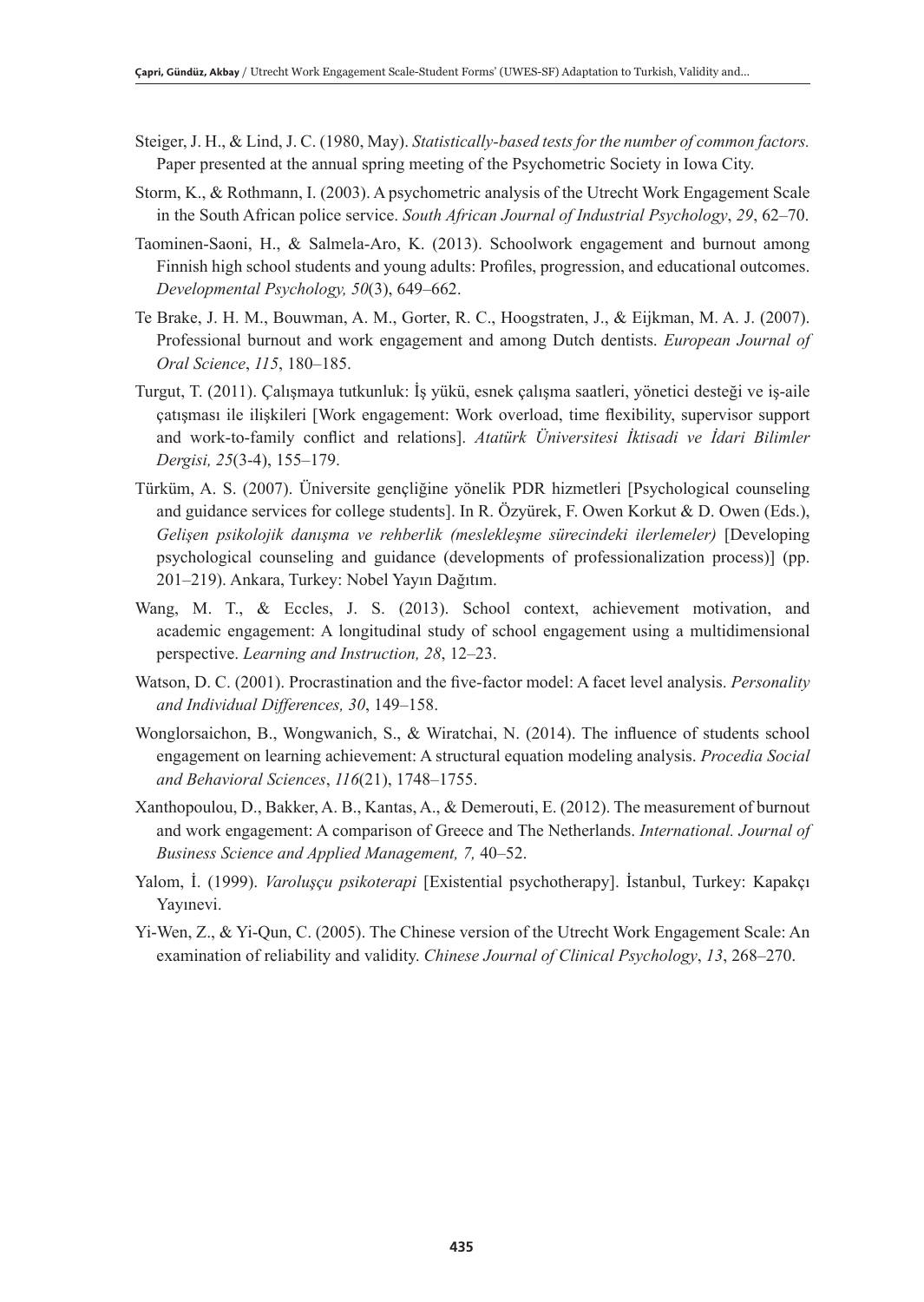Steiger, J. H., & Lind, J. C. (1980, May). *Statistically-based tests for the number of common factors.* Paper presented at the annual spring meeting of the Psychometric Society in Iowa City.

Storm, K., & Rothmann, I. (2003). A psychometric analysis of the Utrecht Work Engagement Scale in the South African police service. *South African Journal of Industrial Psychology*, *29*, 62–70.

Taominen-Saoni, H., & Salmela-Aro, K. (2013). Schoolwork engagement and burnout among Finnish high school students and young adults: Profiles, progression, and educational outcomes. *Developmental Psychology, 50*(3), 649–662.

Te Brake, J. H. M., Bouwman, A. M., Gorter, R. C., Hoogstraten, J., & Eijkman, M. A. J. (2007). Professional burnout and work engagement and among Dutch dentists. *European Journal of Oral Science*, *115*, 180–185.

Turgut, T. (2011). Çalışmaya tutkunluk: İş yükü, esnek çalışma saatleri, yönetici desteği ve iş-aile çatışması ile ilişkileri [Work engagement: Work overload, time flexibility, supervisor support and work-to-family conflict and relations]. *Atatürk Üniversitesi İktisadi ve İdari Bilimler Dergisi, 25*(3-4), 155–179.

Türküm, A. S. (2007). Üniversite gençliğine yönelik PDR hizmetleri [Psychological counseling and guidance services for college students]. In R. Özyürek, F. Owen Korkut & D. Owen (Eds.), *Gelişen psikolojik danışma ve rehberlik (meslekleşme sürecindeki ilerlemeler)* [Developing psychological counseling and guidance (developments of professionalization process)] (pp. 201–219). Ankara, Turkey: Nobel Yayın Dağıtım.

Wang, M. T., & Eccles, J. S. (2013). School context, achievement motivation, and academic engagement: A longitudinal study of school engagement using a multidimensional perspective. *Learning and Instruction, 28*, 12–23.

Watson, D. C. (2001). Procrastination and the five-factor model: A facet level analysis. *Personality and Individual Differences, 30*, 149–158.

Wonglorsaichon, B., Wongwanich, S., & Wiratchai, N. (2014). The influence of students school engagement on learning achievement: A structural equation modeling analysis. *Procedia Social and Behavioral Sciences*, *116*(21), 1748–1755.

Xanthopoulou, D., Bakker, A. B., Kantas, A., & Demerouti, E. (2012). The measurement of burnout and work engagement: A comparison of Greece and The Netherlands. *International. Journal of Business Science and Applied Management, 7,* 40–52.

Yalom, İ. (1999). *Varoluşçu psikoterapi* [Existential psychotherapy]. İstanbul, Turkey: Kapakçı Yayınevi.

Yi-Wen, Z., & Yi-Qun, C. (2005). The Chinese version of the Utrecht Work Engagement Scale: An examination of reliability and validity. *Chinese Journal of Clinical Psychology*, *13*, 268–270.